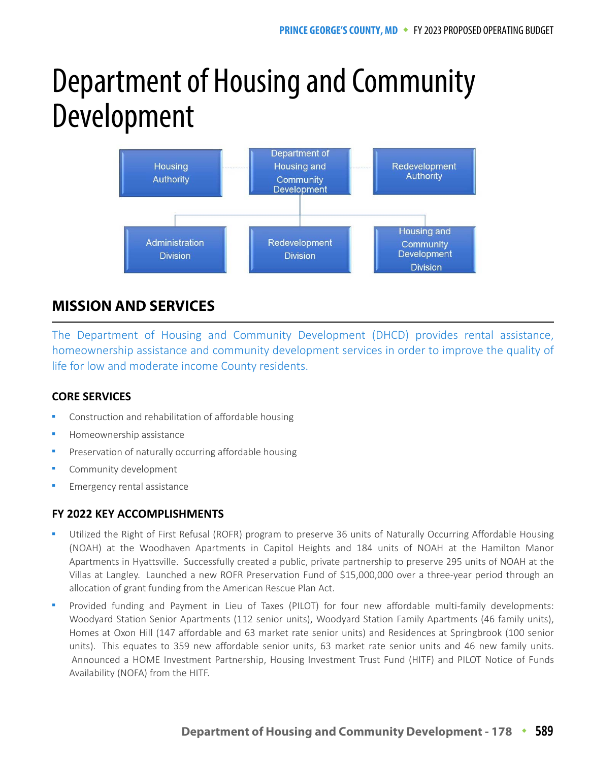# Department of Housing and Community Development

Housing Authority — Department of Housing and Community Development — Redevelopment Authority

Administration Division — Redevelopment Division — Housing and Community Development Division

## MISSION AND SERVICES

The Department of Housing and Community Development (DHCD) provides rental assistance, homeownership assistance and community development services in order to improve the quality of life for low and moderate income County residents.

### CORE SERVICES

- Construction and rehabilitation of affordable housing
- Homeownership assistance
- Preservation of naturally occurring affordable housing
- Community development
- Emergency rental assistance

### FY 2022 KEY ACCOMPLISHMENTS

- Utilized the Right of First Refusal (ROFR) program to preserve 36 units of Naturally Occurring Affordable Housing (NOAH) at the Woodhaven Apartments in Capitol Heights and 184 units of NOAH at the Hamilton Manor Apartments in Hyattsville. Successfully created a public, private partnership to preserve 295 units of NOAH at the Villas at Langley. Launched a new ROFR Preservation Fund of $15,000,000 over a three-year period through an allocation of grant funding from the American Rescue Plan Act.
- Provided funding and Payment in Lieu of Taxes (PILOT) for four new affordable multi-family developments: Woodyard Station Senior Apartments (112 senior units), Woodyard Station Family Apartments (46 family units), Homes at Oxon Hill (147 affordable and 63 market rate senior units) and Residences at Springbrook (100 senior units). This equates to 359 new affordable senior units, 63 market rate senior units and 46 new family units. Announced a HOME Investment Partnership, Housing Investment Trust Fund (HITF) and PILOT Notice of Funds Availability (NOFA) from the HITF.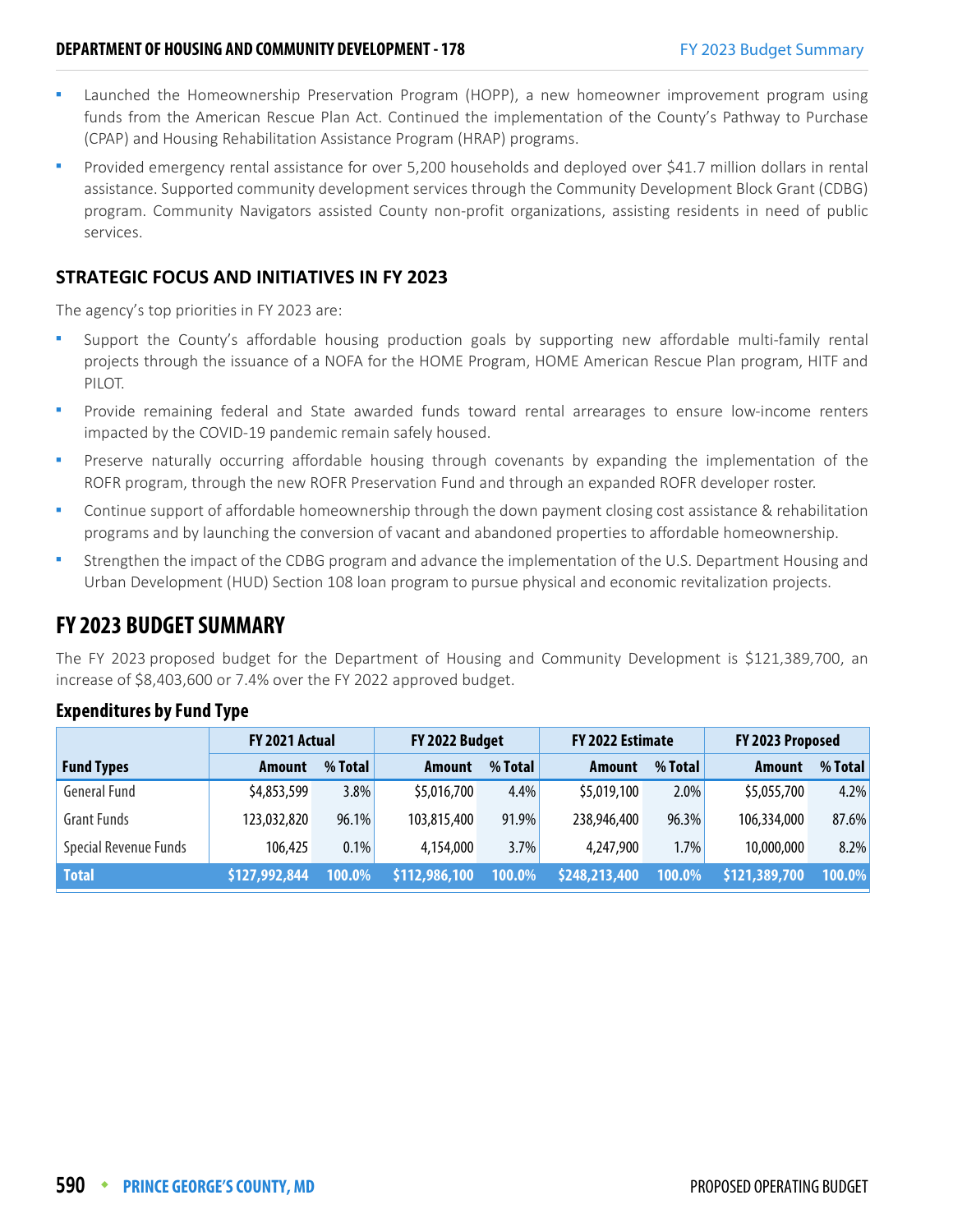- Launched the Homeownership Preservation Program (HOPP), a new homeowner improvement program using funds from the American Rescue Plan Act. Continued the implementation of the County's Pathway to Purchase (CPAP) and Housing Rehabilitation Assistance Program (HRAP) programs.
- Provided emergency rental assistance for over 5,200 households and deployed over $41.7 million dollars in rental assistance. Supported community development services through the Community Development Block Grant (CDBG) program. Community Navigators assisted County non-profit organizations, assisting residents in need of public services.

## STRATEGIC FOCUS AND INITIATIVES IN FY 2023

The agency's top priorities in FY 2023 are:

- Support the County's affordable housing production goals by supporting new affordable multi-family rental projects through the issuance of a NOFA for the HOME Program, HOME American Rescue Plan program, HITF and PILOT.
- Provide remaining federal and State awarded funds toward rental arrearages to ensure low-income renters impacted by the COVID-19 pandemic remain safely housed.
- Preserve naturally occurring affordable housing through covenants by expanding the implementation of the ROFR program, through the new ROFR Preservation Fund and through an expanded ROFR developer roster.
- Continue support of affordable homeownership through the down payment closing cost assistance & rehabilitation programs and by launching the conversion of vacant and abandoned properties to affordable homeownership.
- Strengthen the impact of the CDBG program and advance the implementation of the U.S. Department Housing and Urban Development (HUD) Section 108 loan program to pursue physical and economic revitalization projects.

# FY 2023 BUDGET SUMMARY

The FY 2023 proposed budget for the Department of Housing and Community Development is $121,389,700, an increase of $8,403,600 or 7.4% over the FY 2022 approved budget.

### Expenditures by Fund Type

| | FY 2021 Actual | | FY 2022 Budget | | FY 2022 Estimate | | FY 2023 Proposed | |
|---|---|---|---|---|---|---|---|---|
| **Fund Types** | **Amount** | **% Total** | **Amount** | **% Total** | **Amount** | **% Total** | **Amount** | **% Total** |
| General Fund | $4,853,599 | 3.8% | $5,016,700 | 4.4% | $5,019,100 | 2.0% | $5,055,700 | 4.2% |
| Grant Funds | 123,032,820 | 96.1% | 103,815,400 | 91.9% | 238,946,400 | 96.3% | 106,334,000 | 87.6% |
| Special Revenue Funds | 106,425 | 0.1% | 4,154,000 | 3.7% | 4,247,900 | 1.7% | 10,000,000 | 8.2% |
| **Total** | **$127,992,844** | **100.0%** | **$112,986,100** | **100.0%** | **$248,213,400** | **100.0%** | **$121,389,700** | **100.0%** |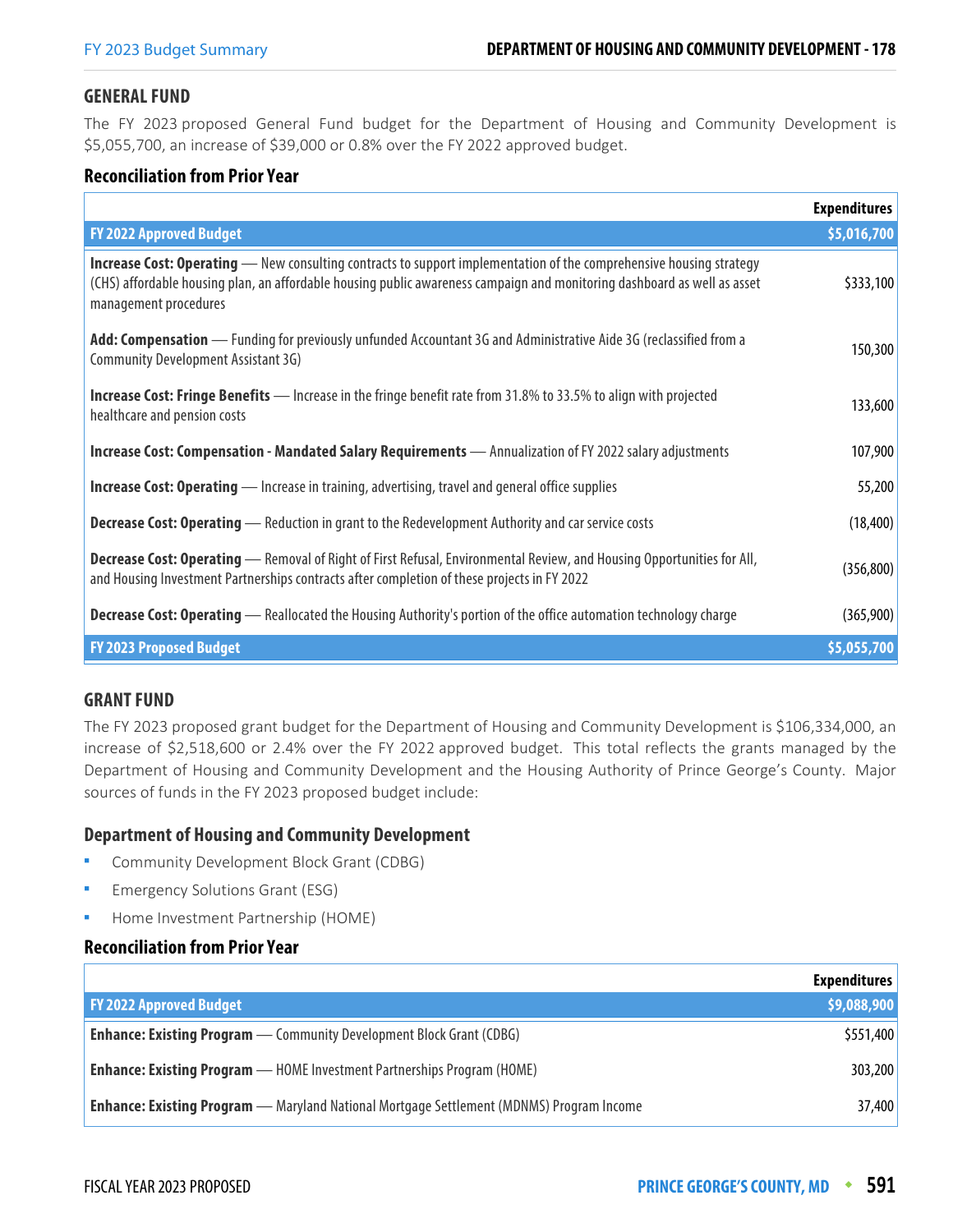## GENERAL FUND

The FY 2023 proposed General Fund budget for the Department of Housing and Community Development is $5,055,700, an increase of $39,000 or 0.8% over the FY 2022 approved budget.

### Reconciliation from Prior Year

| | Expenditures |
|---|---|
| **FY 2022 Approved Budget** | **$5,016,700** |
| **Increase Cost: Operating** — New consulting contracts to support implementation of the comprehensive housing strategy (CHS) affordable housing plan, an affordable housing public awareness campaign and monitoring dashboard as well as asset management procedures | $333,100 |
| **Add: Compensation** — Funding for previously unfunded Accountant 3G and Administrative Aide 3G (reclassified from a Community Development Assistant 3G) | 150,300 |
| **Increase Cost: Fringe Benefits** — Increase in the fringe benefit rate from 31.8% to 33.5% to align with projected healthcare and pension costs | 133,600 |
| **Increase Cost: Compensation - Mandated Salary Requirements** — Annualization of FY 2022 salary adjustments | 107,900 |
| **Increase Cost: Operating** — Increase in training, advertising, travel and general office supplies | 55,200 |
| **Decrease Cost: Operating** — Reduction in grant to the Redevelopment Authority and car service costs | (18,400) |
| **Decrease Cost: Operating** — Removal of Right of First Refusal, Environmental Review, and Housing Opportunities for All, and Housing Investment Partnerships contracts after completion of these projects in FY 2022 | (356,800) |
| **Decrease Cost: Operating** — Reallocated the Housing Authority's portion of the office automation technology charge | (365,900) |
| **FY 2023 Proposed Budget** | **$5,055,700** |

## GRANT FUND

The FY 2023 proposed grant budget for the Department of Housing and Community Development is $106,334,000, an increase of $2,518,600 or 2.4% over the FY 2022 approved budget. This total reflects the grants managed by the Department of Housing and Community Development and the Housing Authority of Prince George's County. Major sources of funds in the FY 2023 proposed budget include:

### Department of Housing and Community Development

- Community Development Block Grant (CDBG)
- Emergency Solutions Grant (ESG)
- Home Investment Partnership (HOME)

### Reconciliation from Prior Year

| | Expenditures |
|---|---|
| **FY 2022 Approved Budget** | **$9,088,900** |
| **Enhance: Existing Program** — Community Development Block Grant (CDBG) | $551,400 |
| **Enhance: Existing Program** — HOME Investment Partnerships Program (HOME) | 303,200 |
| **Enhance: Existing Program** — Maryland National Mortgage Settlement (MDNMS) Program Income | 37,400 |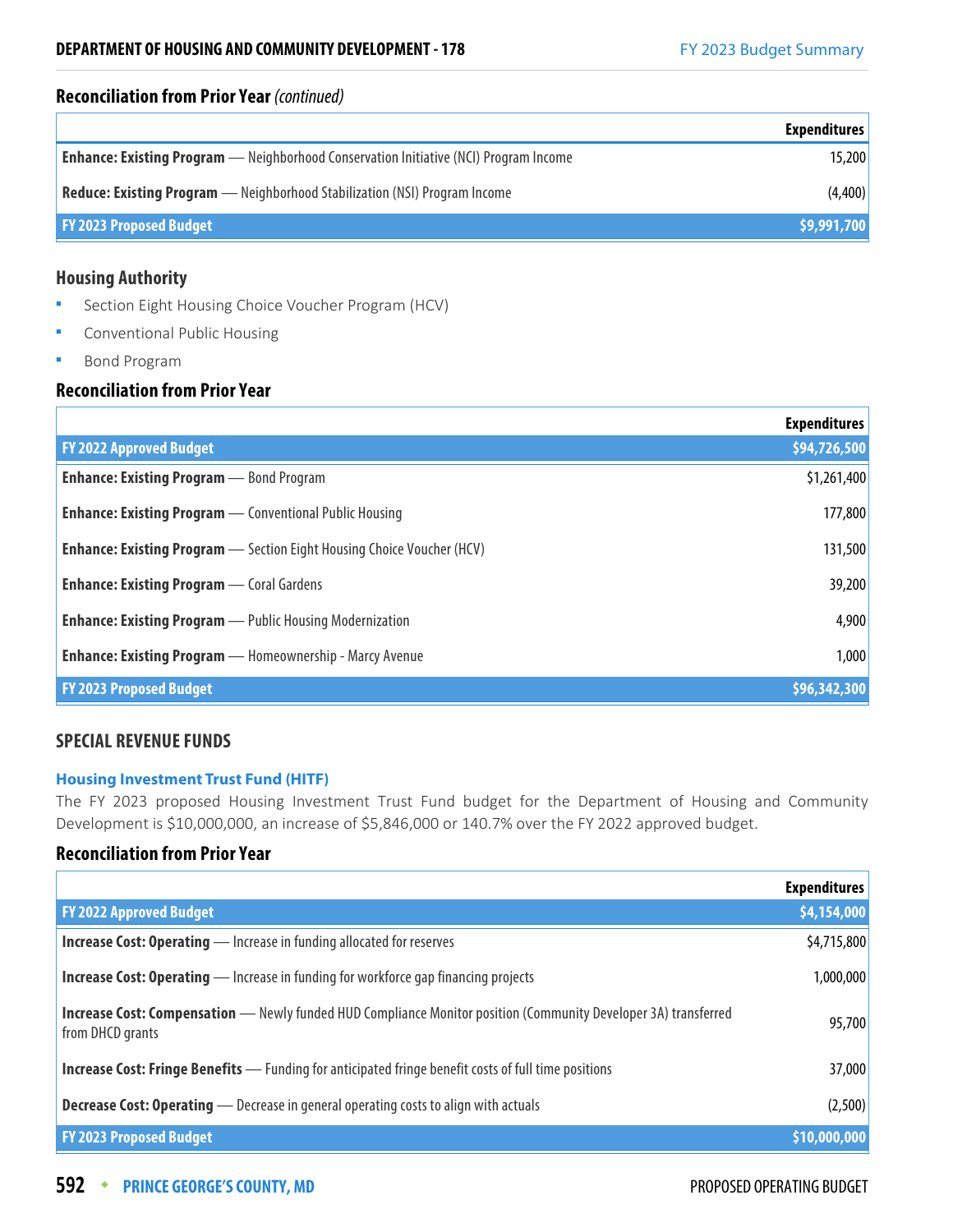## Reconciliation from Prior Year *(continued)*

| | Expenditures |
|---|---|
| **Enhance: Existing Program** — Neighborhood Conservation Initiative (NCI) Program Income | 15,200 |
| **Reduce: Existing Program** — Neighborhood Stabilization (NSI) Program Income | (4,400) |
| **FY 2023 Proposed Budget** | **$9,991,700** |

### Housing Authority

- Section Eight Housing Choice Voucher Program (HCV)
- Conventional Public Housing
- Bond Program

## Reconciliation from Prior Year

| | Expenditures |
|---|---|
| **FY 2022 Approved Budget** | **$94,726,500** |
| **Enhance: Existing Program** — Bond Program | $1,261,400 |
| **Enhance: Existing Program** — Conventional Public Housing | 177,800 |
| **Enhance: Existing Program** — Section Eight Housing Choice Voucher (HCV) | 131,500 |
| **Enhance: Existing Program** — Coral Gardens | 39,200 |
| **Enhance: Existing Program** — Public Housing Modernization | 4,900 |
| **Enhance: Existing Program** — Homeownership - Marcy Avenue | 1,000 |
| **FY 2023 Proposed Budget** | **$96,342,300** |

## SPECIAL REVENUE FUNDS

### Housing Investment Trust Fund (HITF)

The FY 2023 proposed Housing Investment Trust Fund budget for the Department of Housing and Community Development is $10,000,000, an increase of $5,846,000 or 140.7% over the FY 2022 approved budget.

## Reconciliation from Prior Year

| | Expenditures |
|---|---|
| **FY 2022 Approved Budget** | **$4,154,000** |
| **Increase Cost: Operating** — Increase in funding allocated for reserves | $4,715,800 |
| **Increase Cost: Operating** — Increase in funding for workforce gap financing projects | 1,000,000 |
| **Increase Cost: Compensation** — Newly funded HUD Compliance Monitor position (Community Developer 3A) transferred from DHCD grants | 95,700 |
| **Increase Cost: Fringe Benefits** — Funding for anticipated fringe benefit costs of full time positions | 37,000 |
| **Decrease Cost: Operating** — Decrease in general operating costs to align with actuals | (2,500) |
| **FY 2023 Proposed Budget** | **$10,000,000** |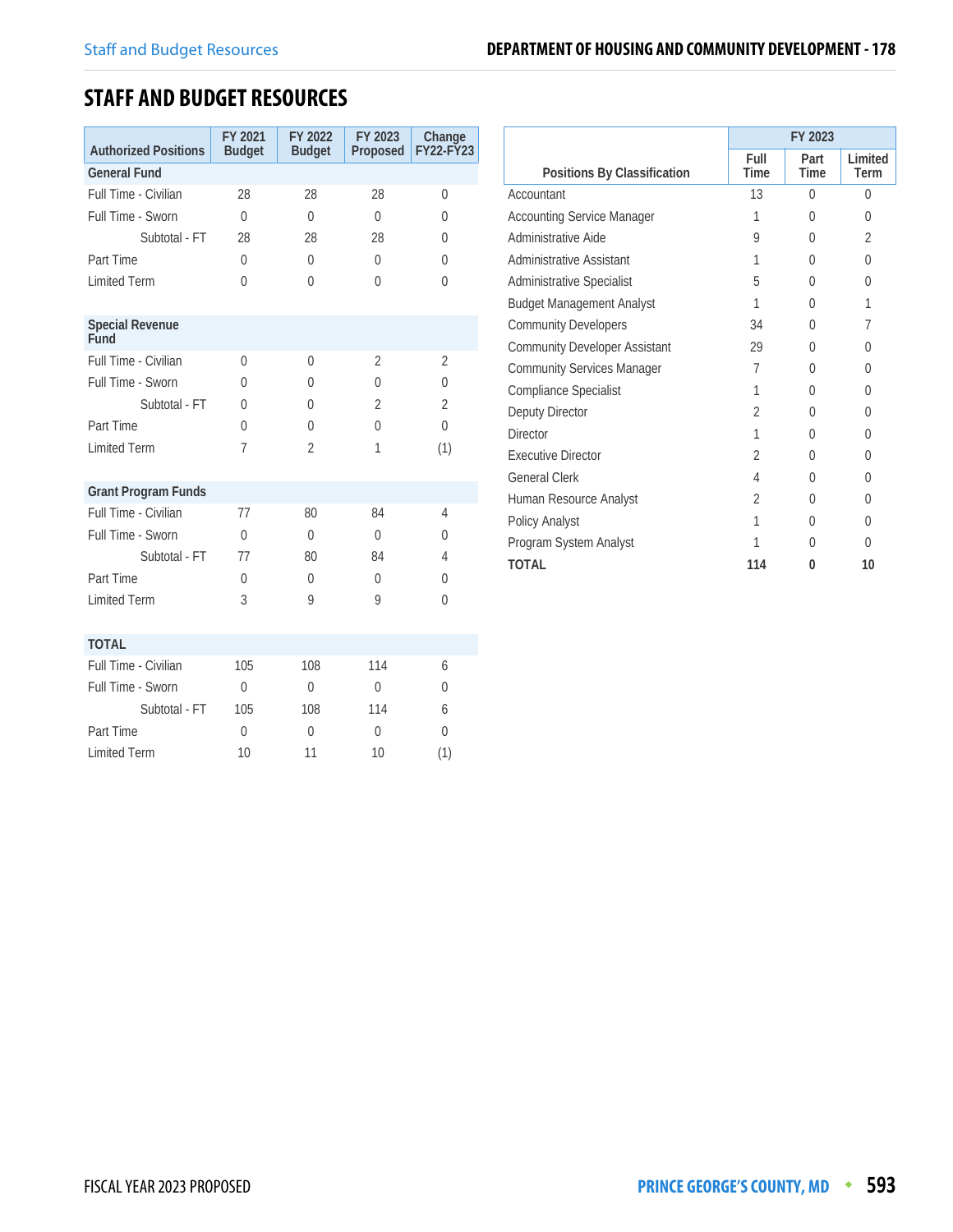# STAFF AND BUDGET RESOURCES

| Authorized Positions | FY 2021 Budget | FY 2022 Budget | FY 2023 Proposed | Change FY22-FY23 |
|---|---|---|---|---|
| **General Fund** | | | | |
| Full Time - Civilian | 28 | 28 | 28 | 0 |
| Full Time - Sworn | 0 | 0 | 0 | 0 |
| Subtotal - FT | 28 | 28 | 28 | 0 |
| Part Time | 0 | 0 | 0 | 0 |
| Limited Term | 0 | 0 | 0 | 0 |
| **Special Revenue Fund** | | | | |
| Full Time - Civilian | 0 | 0 | 2 | 2 |
| Full Time - Sworn | 0 | 0 | 0 | 0 |
| Subtotal - FT | 0 | 0 | 2 | 2 |
| Part Time | 0 | 0 | 0 | 0 |
| Limited Term | 7 | 2 | 1 | (1) |
| **Grant Program Funds** | | | | |
| Full Time - Civilian | 77 | 80 | 84 | 4 |
| Full Time - Sworn | 0 | 0 | 0 | 0 |
| Subtotal - FT | 77 | 80 | 84 | 4 |
| Part Time | 0 | 0 | 0 | 0 |
| Limited Term | 3 | 9 | 9 | 0 |
| **TOTAL** | | | | |
| Full Time - Civilian | 105 | 108 | 114 | 6 |
| Full Time - Sworn | 0 | 0 | 0 | 0 |
| Subtotal - FT | 105 | 108 | 114 | 6 |
| Part Time | 0 | 0 | 0 | 0 |
| Limited Term | 10 | 11 | 10 | (1) |

| Positions By Classification | FY 2023 | | |
|---|---|---|---|
| | Full Time | Part Time | Limited Term |
| Accountant | 13 | 0 | 0 |
| Accounting Service Manager | 1 | 0 | 0 |
| Administrative Aide | 9 | 0 | 2 |
| Administrative Assistant | 1 | 0 | 0 |
| Administrative Specialist | 5 | 0 | 0 |
| Budget Management Analyst | 1 | 0 | 1 |
| Community Developers | 34 | 0 | 7 |
| Community Developer Assistant | 29 | 0 | 0 |
| Community Services Manager | 7 | 0 | 0 |
| Compliance Specialist | 1 | 0 | 0 |
| Deputy Director | 2 | 0 | 0 |
| Director | 1 | 0 | 0 |
| Executive Director | 2 | 0 | 0 |
| General Clerk | 4 | 0 | 0 |
| Human Resource Analyst | 2 | 0 | 0 |
| Policy Analyst | 1 | 0 | 0 |
| Program System Analyst | 1 | 0 | 0 |
| **TOTAL** | **114** | **0** | **10** |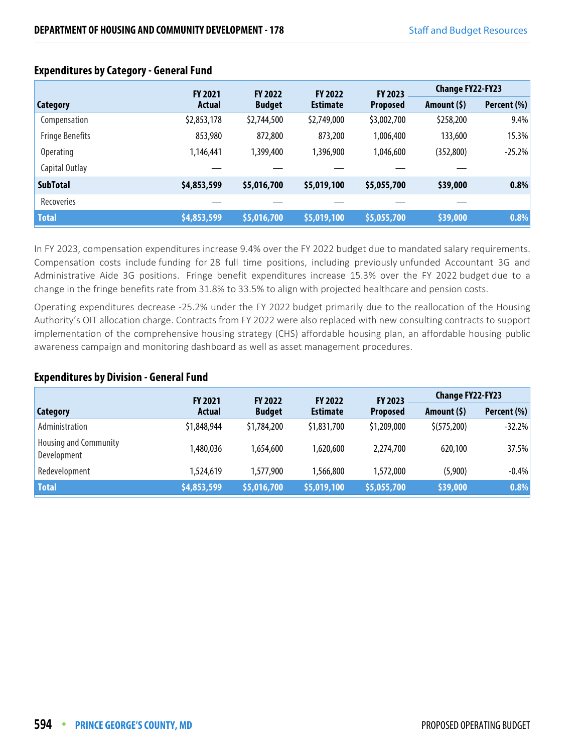## Expenditures by Category - General Fund

| Category | FY 2021 Actual | FY 2022 Budget | FY 2022 Estimate | FY 2023 Proposed | Change FY22-FY23 Amount ($) | Change FY22-FY23 Percent (%) |
|---|---|---|---|---|---|---|
| Compensation | $2,853,178 | $2,744,500 | $2,749,000 | $3,002,700 | $258,200 | 9.4% |
| Fringe Benefits | 853,980 | 872,800 | 873,200 | 1,006,400 | 133,600 | 15.3% |
| Operating | 1,146,441 | 1,399,400 | 1,396,900 | 1,046,600 | (352,800) | -25.2% |
| Capital Outlay | — | — | — | — | — | |
| **SubTotal** | **$4,853,599** | **$5,016,700** | **$5,019,100** | **$5,055,700** | **$39,000** | **0.8%** |
| Recoveries | — | — | — | — | — | |
| **Total** | **$4,853,599** | **$5,016,700** | **$5,019,100** | **$5,055,700** | **$39,000** | **0.8%** |

In FY 2023, compensation expenditures increase 9.4% over the FY 2022 budget due to mandated salary requirements. Compensation costs include funding for 28 full time positions, including previously unfunded Accountant 3G and Administrative Aide 3G positions. Fringe benefit expenditures increase 15.3% over the FY 2022 budget due to a change in the fringe benefits rate from 31.8% to 33.5% to align with projected healthcare and pension costs.

Operating expenditures decrease -25.2% under the FY 2022 budget primarily due to the reallocation of the Housing Authority's OIT allocation charge. Contracts from FY 2022 were also replaced with new consulting contracts to support implementation of the comprehensive housing strategy (CHS) affordable housing plan, an affordable housing public awareness campaign and monitoring dashboard as well as asset management procedures.

## Expenditures by Division - General Fund

| Category | FY 2021 Actual | FY 2022 Budget | FY 2022 Estimate | FY 2023 Proposed | Change FY22-FY23 Amount ($) | Change FY22-FY23 Percent (%) |
|---|---|---|---|---|---|---|
| Administration | $1,848,944 | $1,784,200 | $1,831,700 | $1,209,000 | $(575,200) | -32.2% |
| Housing and Community Development | 1,480,036 | 1,654,600 | 1,620,600 | 2,274,700 | 620,100 | 37.5% |
| Redevelopment | 1,524,619 | 1,577,900 | 1,566,800 | 1,572,000 | (5,900) | -0.4% |
| **Total** | **$4,853,599** | **$5,016,700** | **$5,019,100** | **$5,055,700** | **$39,000** | **0.8%** |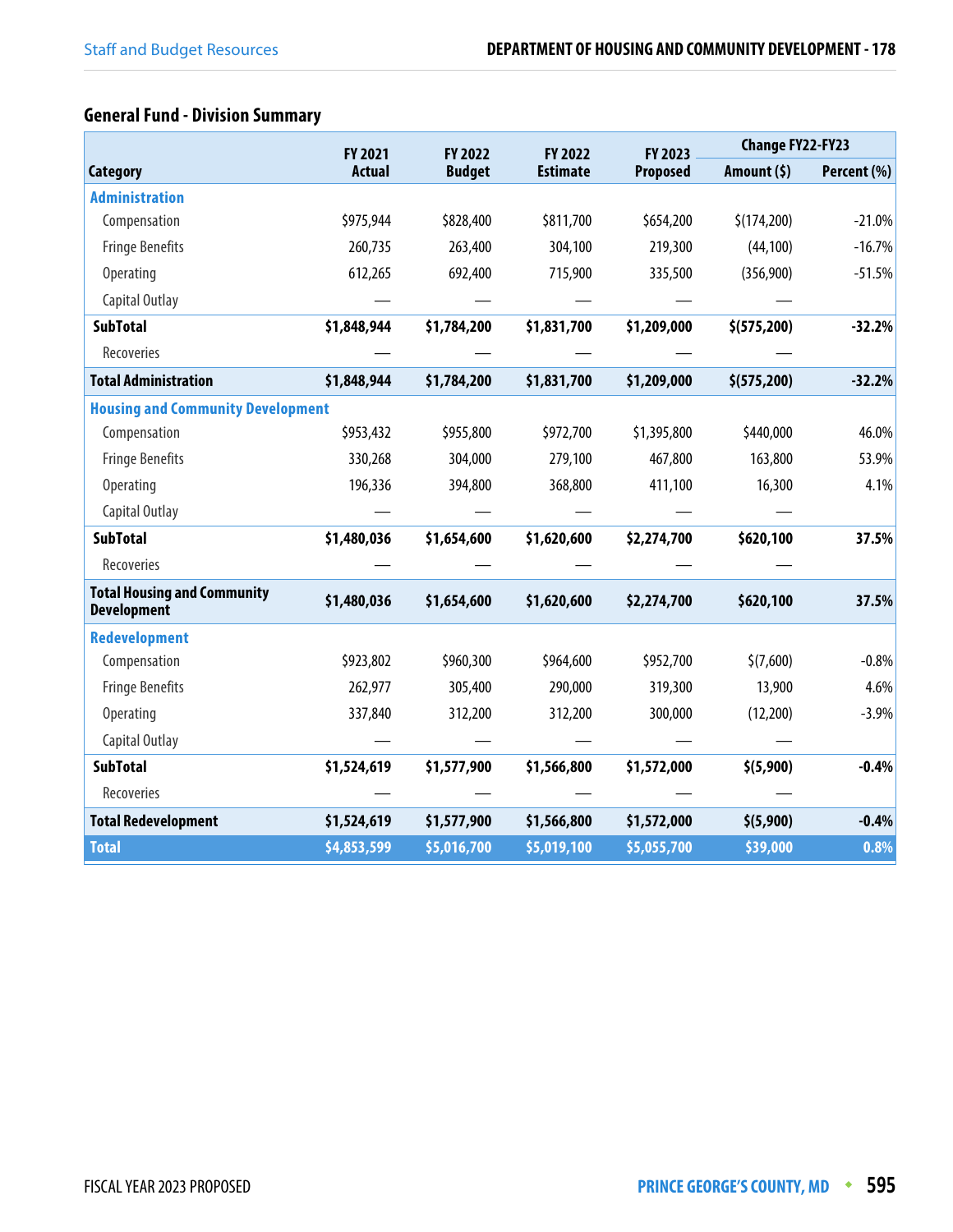### General Fund - Division Summary

| Category | FY 2021 Actual | FY 2022 Budget | FY 2022 Estimate | FY 2023 Proposed | Change FY22-FY23 Amount ($) | Change FY22-FY23 Percent (%) |
|---|---|---|---|---|---|---|
| **Administration** | | | | | | |
| Compensation | $975,944 | $828,400 | $811,700 | $654,200 | $(174,200) | -21.0% |
| Fringe Benefits | 260,735 | 263,400 | 304,100 | 219,300 | (44,100) | -16.7% |
| Operating | 612,265 | 692,400 | 715,900 | 335,500 | (356,900) | -51.5% |
| Capital Outlay | — | — | — | — | — | |
| **SubTotal** | **$1,848,944** | **$1,784,200** | **$1,831,700** | **$1,209,000** | **$(575,200)** | **-32.2%** |
| Recoveries | — | — | — | — | — | |
| **Total Administration** | **$1,848,944** | **$1,784,200** | **$1,831,700** | **$1,209,000** | **$(575,200)** | **-32.2%** |
| **Housing and Community Development** | | | | | | |
| Compensation | $953,432 | $955,800 | $972,700 | $1,395,800 | $440,000 | 46.0% |
| Fringe Benefits | 330,268 | 304,000 | 279,100 | 467,800 | 163,800 | 53.9% |
| Operating | 196,336 | 394,800 | 368,800 | 411,100 | 16,300 | 4.1% |
| Capital Outlay | — | — | — | — | — | |
| **SubTotal** | **$1,480,036** | **$1,654,600** | **$1,620,600** | **$2,274,700** | **$620,100** | **37.5%** |
| Recoveries | — | — | — | — | — | |
| **Total Housing and Community Development** | **$1,480,036** | **$1,654,600** | **$1,620,600** | **$2,274,700** | **$620,100** | **37.5%** |
| **Redevelopment** | | | | | | |
| Compensation | $923,802 | $960,300 | $964,600 | $952,700 | $(7,600) | -0.8% |
| Fringe Benefits | 262,977 | 305,400 | 290,000 | 319,300 | 13,900 | 4.6% |
| Operating | 337,840 | 312,200 | 312,200 | 300,000 | (12,200) | -3.9% |
| Capital Outlay | — | — | — | — | — | |
| **SubTotal** | **$1,524,619** | **$1,577,900** | **$1,566,800** | **$1,572,000** | **$(5,900)** | **-0.4%** |
| Recoveries | — | — | — | — | — | |
| **Total Redevelopment** | **$1,524,619** | **$1,577,900** | **$1,566,800** | **$1,572,000** | **$(5,900)** | **-0.4%** |
| **Total** | **$4,853,599** | **$5,016,700** | **$5,019,100** | **$5,055,700** | **$39,000** | **0.8%** |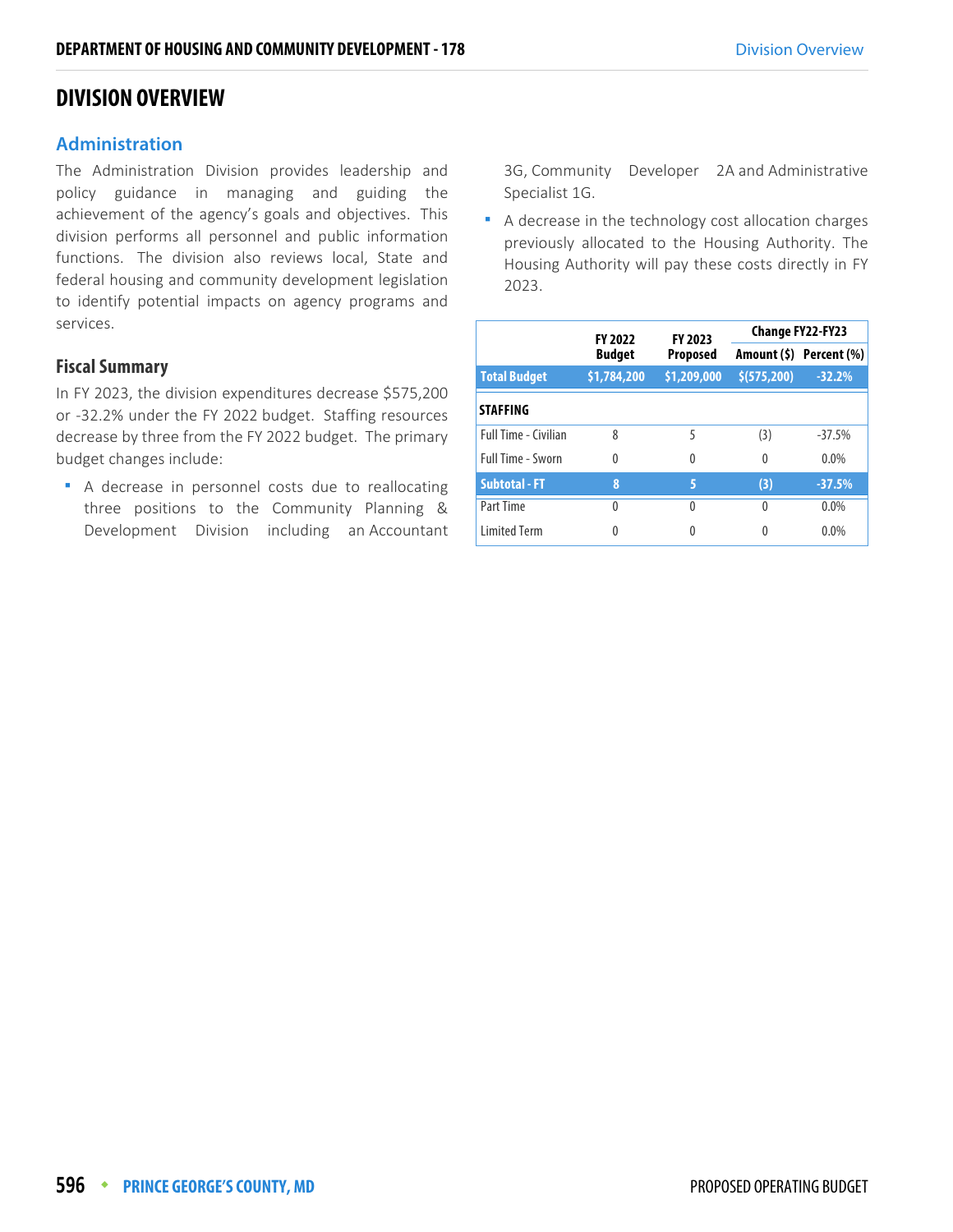# DIVISION OVERVIEW

## Administration

The Administration Division provides leadership and policy guidance in managing and guiding the achievement of the agency's goals and objectives. This division performs all personnel and public information functions. The division also reviews local, State and federal housing and community development legislation to identify potential impacts on agency programs and services.

### Fiscal Summary

In FY 2023, the division expenditures decrease $575,200 or -32.2% under the FY 2022 budget. Staffing resources decrease by three from the FY 2022 budget. The primary budget changes include:

- A decrease in personnel costs due to reallocating three positions to the Community Planning & Development Division including an Accountant 3G, Community Developer 2A and Administrative Specialist 1G.
- A decrease in the technology cost allocation charges previously allocated to the Housing Authority. The Housing Authority will pay these costs directly in FY 2023.

| | FY 2022 Budget | FY 2023 Proposed | Change FY22-FY23 | |
|---|---|---|---|---|
| | | | Amount ($) | Percent (%) |
| **Total Budget** | **$1,784,200** | **$1,209,000** | **$(575,200)** | **-32.2%** |
| **STAFFING** | | | | |
| Full Time - Civilian | 8 | 5 | (3) | -37.5% |
| Full Time - Sworn | 0 | 0 | 0 | 0.0% |
| **Subtotal - FT** | **8** | **5** | **(3)** | **-37.5%** |
| Part Time | 0 | 0 | 0 | 0.0% |
| Limited Term | 0 | 0 | 0 | 0.0% |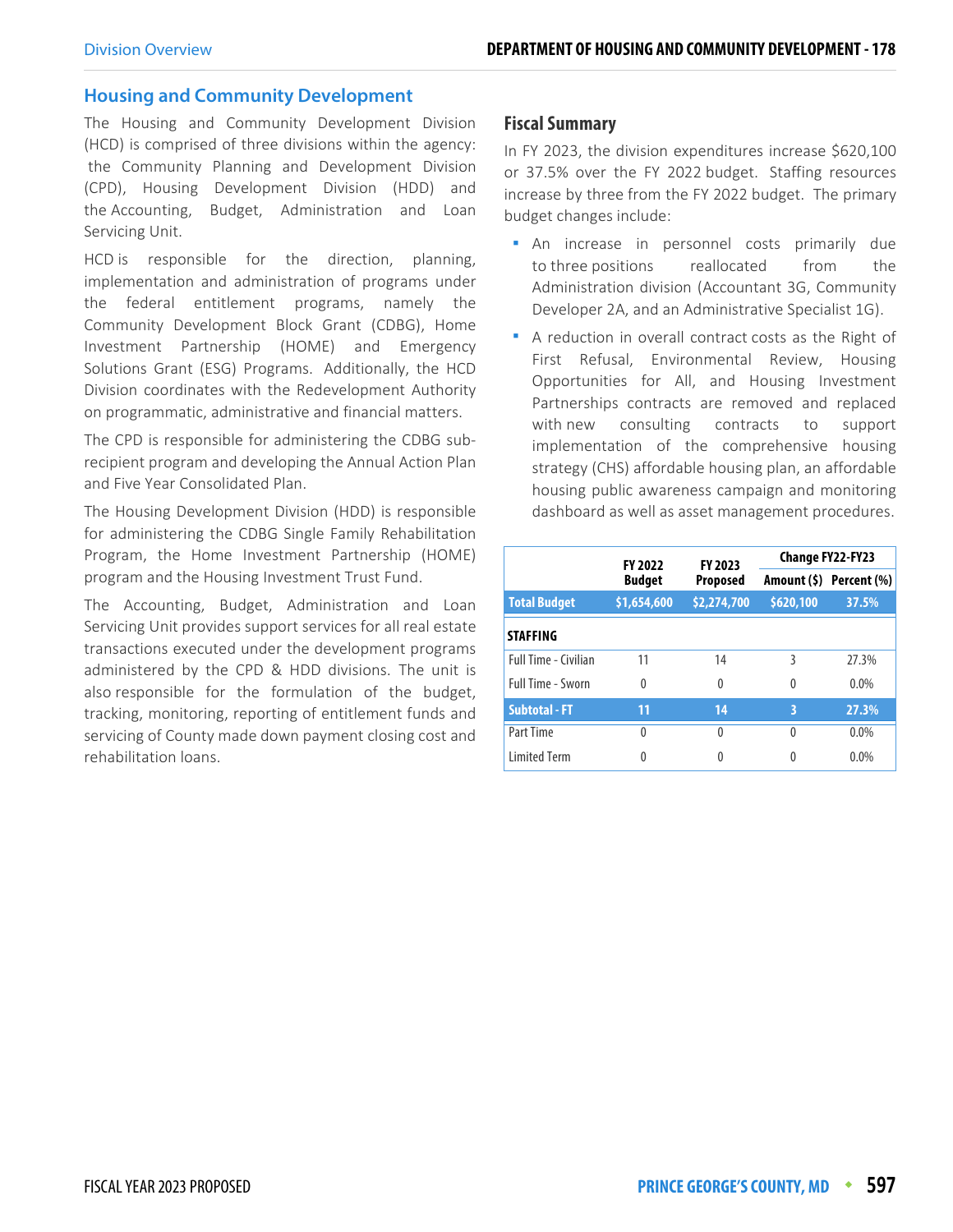## Housing and Community Development

The Housing and Community Development Division (HCD) is comprised of three divisions within the agency: the Community Planning and Development Division (CPD), Housing Development Division (HDD) and the Accounting, Budget, Administration and Loan Servicing Unit.

HCD is responsible for the direction, planning, implementation and administration of programs under the federal entitlement programs, namely the Community Development Block Grant (CDBG), Home Investment Partnership (HOME) and Emergency Solutions Grant (ESG) Programs. Additionally, the HCD Division coordinates with the Redevelopment Authority on programmatic, administrative and financial matters.

The CPD is responsible for administering the CDBG sub-recipient program and developing the Annual Action Plan and Five Year Consolidated Plan.

The Housing Development Division (HDD) is responsible for administering the CDBG Single Family Rehabilitation Program, the Home Investment Partnership (HOME) program and the Housing Investment Trust Fund.

The Accounting, Budget, Administration and Loan Servicing Unit provides support services for all real estate transactions executed under the development programs administered by the CPD & HDD divisions. The unit is also responsible for the formulation of the budget, tracking, monitoring, reporting of entitlement funds and servicing of County made down payment closing cost and rehabilitation loans.

### Fiscal Summary

In FY 2023, the division expenditures increase $620,100 or 37.5% over the FY 2022 budget. Staffing resources increase by three from the FY 2022 budget. The primary budget changes include:

- An increase in personnel costs primarily due to three positions reallocated from the Administration division (Accountant 3G, Community Developer 2A, and an Administrative Specialist 1G).
- A reduction in overall contract costs as the Right of First Refusal, Environmental Review, Housing Opportunities for All, and Housing Investment Partnerships contracts are removed and replaced with new consulting contracts to support implementation of the comprehensive housing strategy (CHS) affordable housing plan, an affordable housing public awareness campaign and monitoring dashboard as well as asset management procedures.

| | FY 2022 Budget | FY 2023 Proposed | Change FY22-FY23 | |
|---|---|---|---|---|
| | | | Amount ($) | Percent (%) |
| **Total Budget** | **$1,654,600** | **$2,274,700** | **$620,100** | **37.5%** |
| **STAFFING** | | | | |
| Full Time - Civilian | 11 | 14 | 3 | 27.3% |
| Full Time - Sworn | 0 | 0 | 0 | 0.0% |
| **Subtotal - FT** | **11** | **14** | **3** | **27.3%** |
| Part Time | 0 | 0 | 0 | 0.0% |
| Limited Term | 0 | 0 | 0 | 0.0% |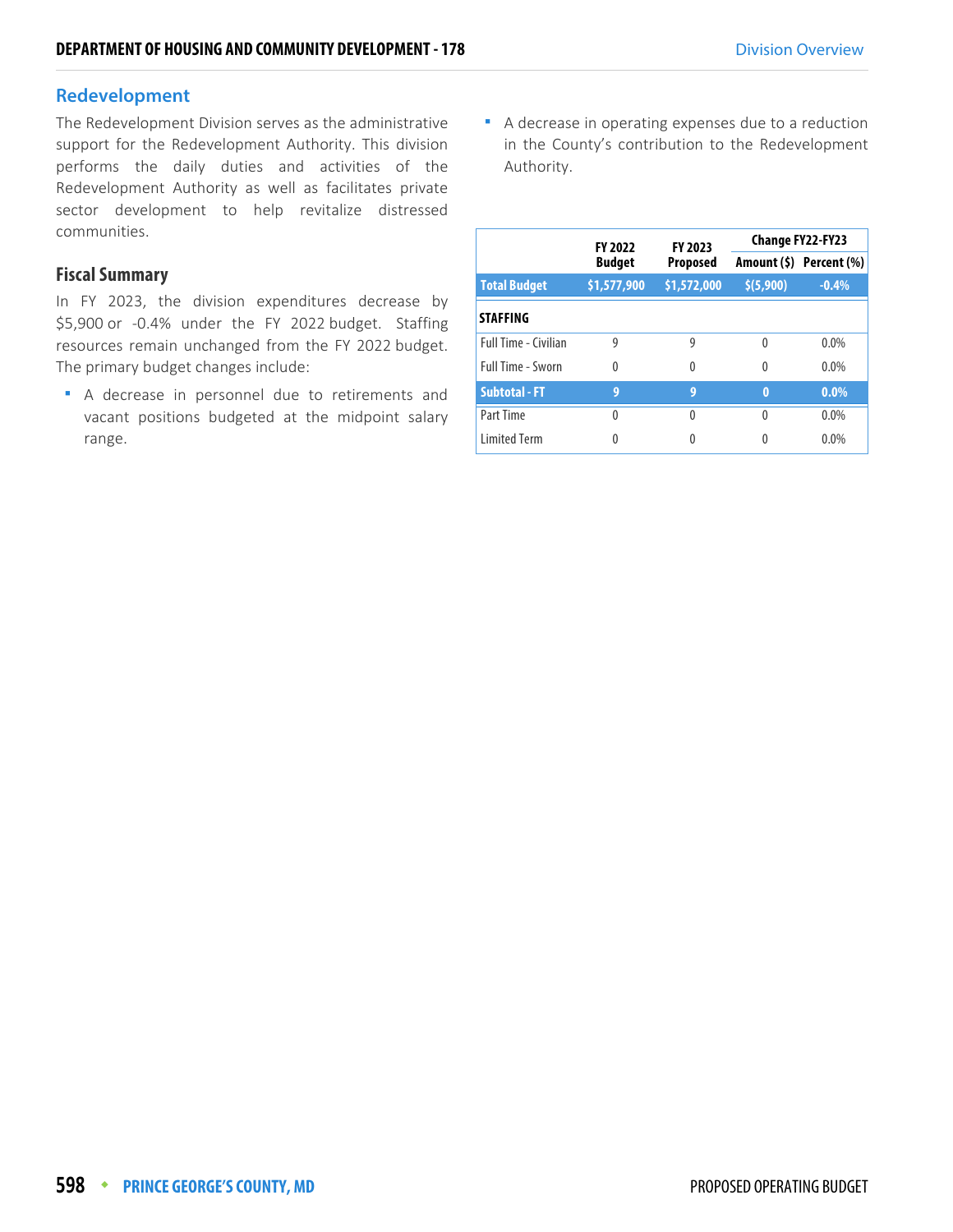## Redevelopment

The Redevelopment Division serves as the administrative support for the Redevelopment Authority. This division performs the daily duties and activities of the Redevelopment Authority as well as facilitates private sector development to help revitalize distressed communities.

### Fiscal Summary

In FY 2023, the division expenditures decrease by $5,900 or -0.4% under the FY 2022 budget. Staffing resources remain unchanged from the FY 2022 budget. The primary budget changes include:

- A decrease in personnel due to retirements and vacant positions budgeted at the midpoint salary range.
- A decrease in operating expenses due to a reduction in the County's contribution to the Redevelopment Authority.

| | FY 2022 Budget | FY 2023 Proposed | Change FY22-FY23 | |
|---|---|---|---|---|
| | | | Amount ($) | Percent (%) |
| **Total Budget** | **$1,577,900** | **$1,572,000** | **$(5,900)** | **-0.4%** |
| **STAFFING** | | | | |
| Full Time - Civilian | 9 | 9 | 0 | 0.0% |
| Full Time - Sworn | 0 | 0 | 0 | 0.0% |
| **Subtotal - FT** | **9** | **9** | **0** | **0.0%** |
| Part Time | 0 | 0 | 0 | 0.0% |
| Limited Term | 0 | 0 | 0 | 0.0% |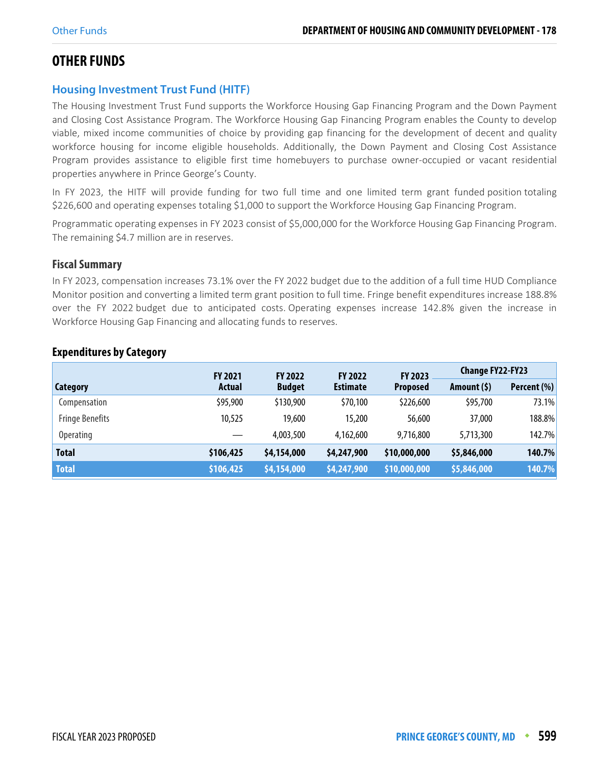# OTHER FUNDS

## Housing Investment Trust Fund (HITF)

The Housing Investment Trust Fund supports the Workforce Housing Gap Financing Program and the Down Payment and Closing Cost Assistance Program. The Workforce Housing Gap Financing Program enables the County to develop viable, mixed income communities of choice by providing gap financing for the development of decent and quality workforce housing for income eligible households. Additionally, the Down Payment and Closing Cost Assistance Program provides assistance to eligible first time homebuyers to purchase owner-occupied or vacant residential properties anywhere in Prince George's County.

In FY 2023, the HITF will provide funding for two full time and one limited term grant funded position totaling $226,600 and operating expenses totaling $1,000 to support the Workforce Housing Gap Financing Program.

Programmatic operating expenses in FY 2023 consist of $5,000,000 for the Workforce Housing Gap Financing Program. The remaining $4.7 million are in reserves.

### Fiscal Summary

In FY 2023, compensation increases 73.1% over the FY 2022 budget due to the addition of a full time HUD Compliance Monitor position and converting a limited term grant position to full time. Fringe benefit expenditures increase 188.8% over the FY 2022 budget due to anticipated costs. Operating expenses increase 142.8% given the increase in Workforce Housing Gap Financing and allocating funds to reserves.

### Expenditures by Category

| Category | FY 2021 Actual | FY 2022 Budget | FY 2022 Estimate | FY 2023 Proposed | Change FY22-FY23 | |
|---|---|---|---|---|---|---|
| | | | | | Amount ($) | Percent (%) |
| Compensation | $95,900 | $130,900 | $70,100 | $226,600 | $95,700 | 73.1% |
| Fringe Benefits | 10,525 | 19,600 | 15,200 | 56,600 | 37,000 | 188.8% |
| Operating | — | 4,003,500 | 4,162,600 | 9,716,800 | 5,713,300 | 142.7% |
| **Total** | **$106,425** | **$4,154,000** | **$4,247,900** | **$10,000,000** | **$5,846,000** | **140.7%** |
| **Total** | **$106,425** | **$4,154,000** | **$4,247,900** | **$10,000,000** | **$5,846,000** | **140.7%** |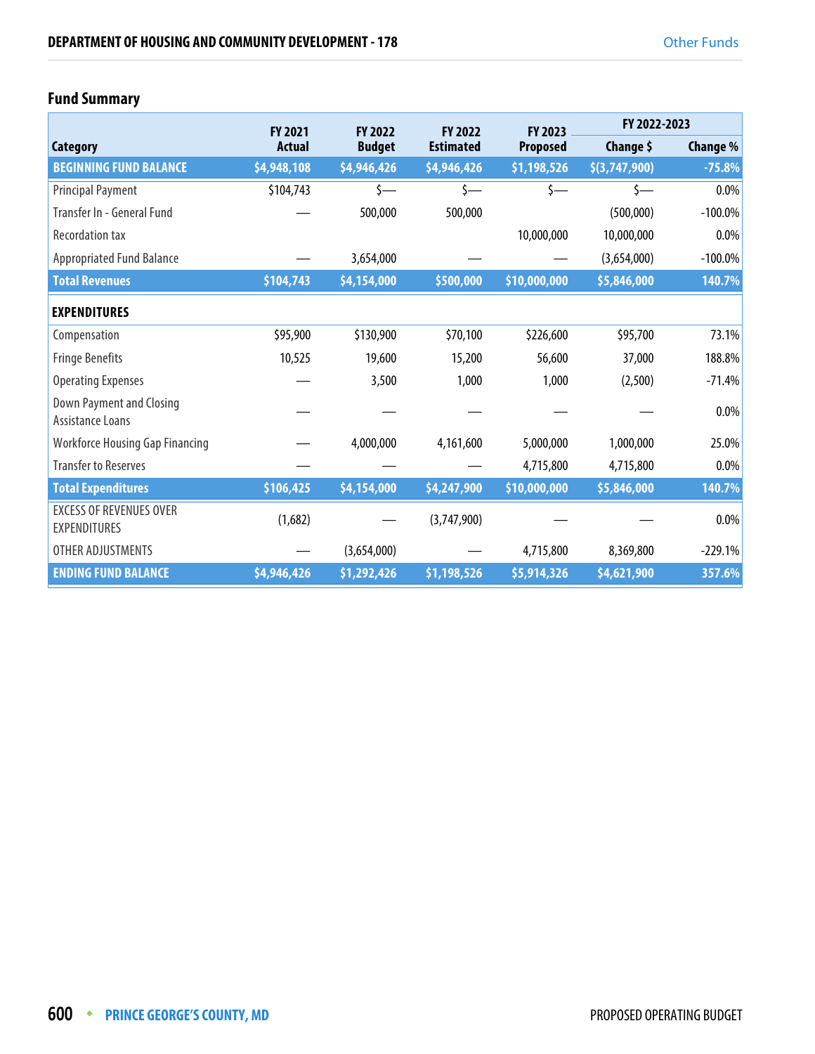## Fund Summary

| Category | FY 2021 Actual | FY 2022 Budget | FY 2022 Estimated | FY 2023 Proposed | FY 2022-2023 Change $ | FY 2022-2023 Change % |
|---|---|---|---|---|---|---|
| **BEGINNING FUND BALANCE** | **$4,948,108** | **$4,946,426** | **$4,946,426** | **$1,198,526** | **$(3,747,900)** | **-75.8%** |
| Principal Payment | $104,743 | $— | $— | $— | $— | 0.0% |
| Transfer In - General Fund | — | 500,000 | 500,000 | | (500,000) | -100.0% |
| Recordation tax | | | | 10,000,000 | 10,000,000 | 0.0% |
| Appropriated Fund Balance | — | 3,654,000 | — | — | (3,654,000) | -100.0% |
| **Total Revenues** | **$104,743** | **$4,154,000** | **$500,000** | **$10,000,000** | **$5,846,000** | **140.7%** |
| **EXPENDITURES** | | | | | | |
| Compensation | $95,900 | $130,900 | $70,100 | $226,600 | $95,700 | 73.1% |
| Fringe Benefits | 10,525 | 19,600 | 15,200 | 56,600 | 37,000 | 188.8% |
| Operating Expenses | — | 3,500 | 1,000 | 1,000 | (2,500) | -71.4% |
| Down Payment and Closing Assistance Loans | — | — | — | — | — | 0.0% |
| Workforce Housing Gap Financing | — | 4,000,000 | 4,161,600 | 5,000,000 | 1,000,000 | 25.0% |
| Transfer to Reserves | — | — | — | 4,715,800 | 4,715,800 | 0.0% |
| **Total Expenditures** | **$106,425** | **$4,154,000** | **$4,247,900** | **$10,000,000** | **$5,846,000** | **140.7%** |
| EXCESS OF REVENUES OVER EXPENDITURES | (1,682) | — | (3,747,900) | — | — | 0.0% |
| OTHER ADJUSTMENTS | — | (3,654,000) | — | 4,715,800 | 8,369,800 | -229.1% |
| **ENDING FUND BALANCE** | **$4,946,426** | **$1,292,426** | **$1,198,526** | **$5,914,326** | **$4,621,900** | **357.6%** |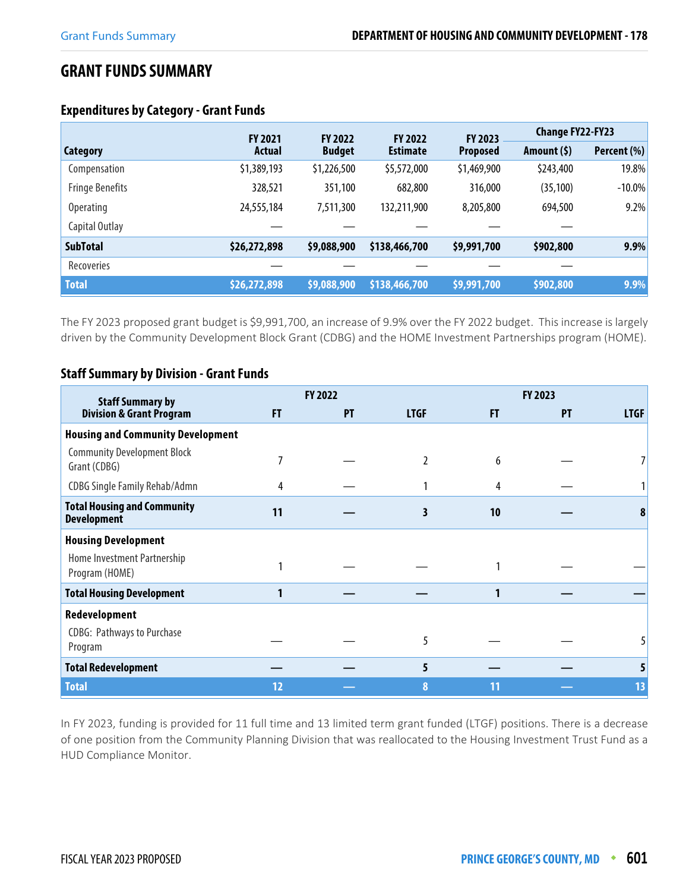# GRANT FUNDS SUMMARY

## Expenditures by Category - Grant Funds

| Category | FY 2021 Actual | FY 2022 Budget | FY 2022 Estimate | FY 2023 Proposed | Change FY22-FY23 Amount ($) | Change FY22-FY23 Percent (%) |
|---|---|---|---|---|---|---|
| Compensation | $1,389,193 | $1,226,500 | $5,572,000 | $1,469,900 | $243,400 | 19.8% |
| Fringe Benefits | 328,521 | 351,100 | 682,800 | 316,000 | (35,100) | -10.0% |
| Operating | 24,555,184 | 7,511,300 | 132,211,900 | 8,205,800 | 694,500 | 9.2% |
| Capital Outlay | — | — | — | — | — | |
| **SubTotal** | **$26,272,898** | **$9,088,900** | **$138,466,700** | **$9,991,700** | **$902,800** | **9.9%** |
| Recoveries | — | — | — | — | — | |
| **Total** | **$26,272,898** | **$9,088,900** | **$138,466,700** | **$9,991,700** | **$902,800** | **9.9%** |

The FY 2023 proposed grant budget is $9,991,700, an increase of 9.9% over the FY 2022 budget. This increase is largely driven by the Community Development Block Grant (CDBG) and the HOME Investment Partnerships program (HOME).

## Staff Summary by Division - Grant Funds

| Staff Summary by Division & Grant Program | FY 2022 FT | FY 2022 PT | FY 2022 LTGF | FY 2023 FT | FY 2023 PT | FY 2023 LTGF |
|---|---|---|---|---|---|---|
| **Housing and Community Development** | | | | | | |
| Community Development Block Grant (CDBG) | 7 | — | 2 | 6 | — | 7 |
| CDBG Single Family Rehab/Admn | 4 | — | 1 | 4 | — | 1 |
| **Total Housing and Community Development** | **11** | **—** | **3** | **10** | **—** | **8** |
| **Housing Development** | | | | | | |
| Home Investment Partnership Program (HOME) | 1 | — | — | 1 | — | — |
| **Total Housing Development** | **1** | **—** | **—** | **1** | **—** | **—** |
| **Redevelopment** | | | | | | |
| CDBG: Pathways to Purchase Program | — | — | 5 | — | — | 5 |
| **Total Redevelopment** | **—** | **—** | **5** | **—** | **—** | **5** |
| **Total** | **12** | **—** | **8** | **11** | **—** | **13** |

In FY 2023, funding is provided for 11 full time and 13 limited term grant funded (LTGF) positions. There is a decrease of one position from the Community Planning Division that was reallocated to the Housing Investment Trust Fund as a HUD Compliance Monitor.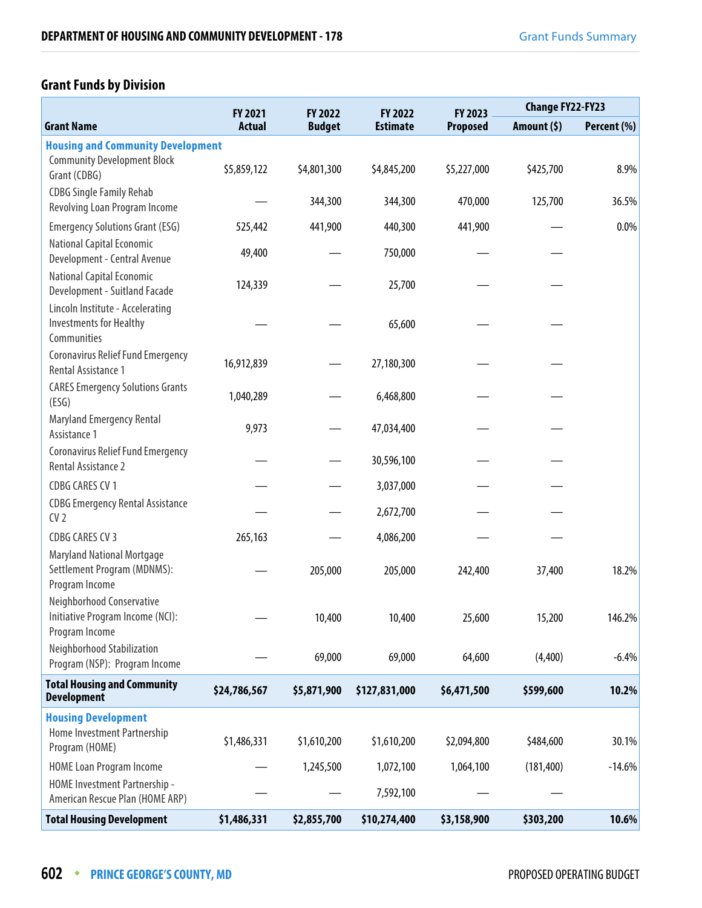## Grant Funds by Division

| Grant Name | FY 2021 Actual | FY 2022 Budget | FY 2022 Estimate | FY 2023 Proposed | Change FY22-FY23 | |
|---|---|---|---|---|---|---|
| | | | | | Amount ($) | Percent (%) |
| **Housing and Community Development** | | | | | | |
| Community Development Block Grant (CDBG) | $5,859,122 | $4,801,300 | $4,845,200 | $5,227,000 | $425,700 | 8.9% |
| CDBG Single Family Rehab Revolving Loan Program Income | — | 344,300 | 344,300 | 470,000 | 125,700 | 36.5% |
| Emergency Solutions Grant (ESG) | 525,442 | 441,900 | 440,300 | 441,900 | — | 0.0% |
| National Capital Economic Development - Central Avenue | 49,400 | — | 750,000 | — | — | |
| National Capital Economic Development - Suitland Facade | 124,339 | — | 25,700 | — | — | |
| Lincoln Institute - Accelerating Investments for Healthy Communities | — | — | 65,600 | — | — | |
| Coronavirus Relief Fund Emergency Rental Assistance 1 | 16,912,839 | — | 27,180,300 | — | — | |
| CARES Emergency Solutions Grants (ESG) | 1,040,289 | — | 6,468,800 | — | — | |
| Maryland Emergency Rental Assistance 1 | 9,973 | — | 47,034,400 | — | — | |
| Coronavirus Relief Fund Emergency Rental Assistance 2 | — | — | 30,596,100 | — | — | |
| CDBG CARES CV 1 | — | — | 3,037,000 | — | — | |
| CDBG Emergency Rental Assistance CV 2 | — | — | 2,672,700 | — | — | |
| CDBG CARES CV 3 | 265,163 | — | 4,086,200 | — | — | |
| Maryland National Mortgage Settlement Program (MDNMS): Program Income | — | 205,000 | 205,000 | 242,400 | 37,400 | 18.2% |
| Neighborhood Conservative Initiative Program Income (NCI): Program Income | — | 10,400 | 10,400 | 25,600 | 15,200 | 146.2% |
| Neighborhood Stabilization Program (NSP): Program Income | — | 69,000 | 69,000 | 64,600 | (4,400) | -6.4% |
| **Total Housing and Community Development** | **$24,786,567** | **$5,871,900** | **$127,831,000** | **$6,471,500** | **$599,600** | **10.2%** |
| **Housing Development** | | | | | | |
| Home Investment Partnership Program (HOME) | $1,486,331 | $1,610,200 | $1,610,200 | $2,094,800 | $484,600 | 30.1% |
| HOME Loan Program Income | — | 1,245,500 | 1,072,100 | 1,064,100 | (181,400) | -14.6% |
| HOME Investment Partnership - American Rescue Plan (HOME ARP) | — | — | 7,592,100 | — | — | |
| **Total Housing Development** | **$1,486,331** | **$2,855,700** | **$10,274,400** | **$3,158,900** | **$303,200** | **10.6%** |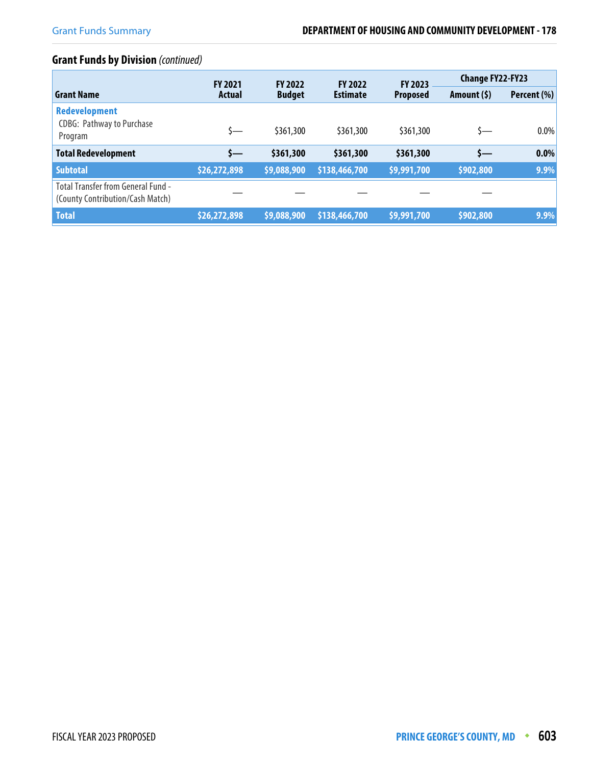## Grant Funds by Division *(continued)*

| Grant Name | FY 2021 Actual | FY 2022 Budget | FY 2022 Estimate | FY 2023 Proposed | Change FY22-FY23 | |
|---|---|---|---|---|---|---|
| | | | | | Amount ($) | Percent (%) |
| **Redevelopment** | | | | | | |
| CDBG: Pathway to Purchase Program | $— | $361,300 | $361,300 | $361,300 | $— | 0.0% |
| **Total Redevelopment** | **$—** | **$361,300** | **$361,300** | **$361,300** | **$—** | **0.0%** |
| **Subtotal** | **$26,272,898** | **$9,088,900** | **$138,466,700** | **$9,991,700** | **$902,800** | **9.9%** |
| Total Transfer from General Fund - (County Contribution/Cash Match) | — | — | — | — | — | |
| **Total** | **$26,272,898** | **$9,088,900** | **$138,466,700** | **$9,991,700** | **$902,800** | **9.9%** |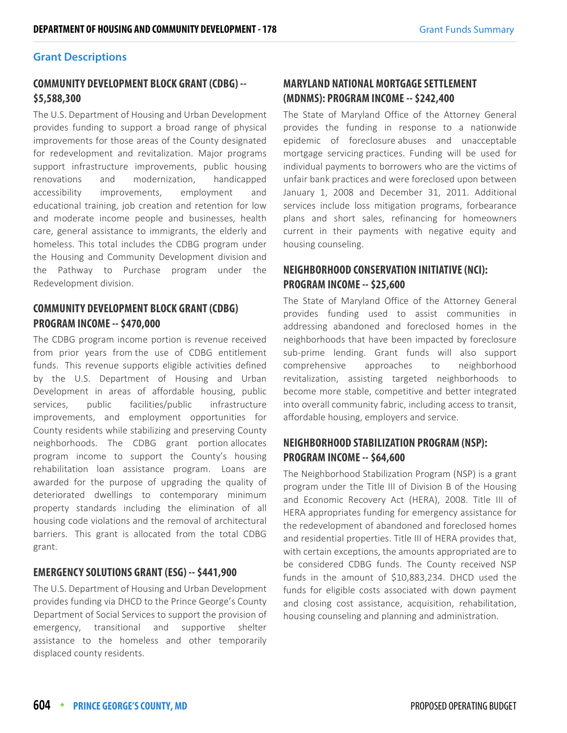## Grant Descriptions

### COMMUNITY DEVELOPMENT BLOCK GRANT (CDBG) -- $5,588,300

The U.S. Department of Housing and Urban Development provides funding to support a broad range of physical improvements for those areas of the County designated for redevelopment and revitalization. Major programs support infrastructure improvements, public housing renovations and modernization, handicapped accessibility improvements, employment and educational training, job creation and retention for low and moderate income people and businesses, health care, general assistance to immigrants, the elderly and homeless. This total includes the CDBG program under the Housing and Community Development division and the Pathway to Purchase program under the Redevelopment division.

### COMMUNITY DEVELOPMENT BLOCK GRANT (CDBG) PROGRAM INCOME -- $470,000

The CDBG program income portion is revenue received from prior years from the use of CDBG entitlement funds. This revenue supports eligible activities defined by the U.S. Department of Housing and Urban Development in areas of affordable housing, public services, public facilities/public infrastructure improvements, and employment opportunities for County residents while stabilizing and preserving County neighborhoods. The CDBG grant portion allocates program income to support the County's housing rehabilitation loan assistance program. Loans are awarded for the purpose of upgrading the quality of deteriorated dwellings to contemporary minimum property standards including the elimination of all housing code violations and the removal of architectural barriers. This grant is allocated from the total CDBG grant.

### EMERGENCY SOLUTIONS GRANT (ESG) -- $441,900

The U.S. Department of Housing and Urban Development provides funding via DHCD to the Prince George's County Department of Social Services to support the provision of emergency, transitional and supportive shelter assistance to the homeless and other temporarily displaced county residents.

### MARYLAND NATIONAL MORTGAGE SETTLEMENT (MDNMS): PROGRAM INCOME -- $242,400

The State of Maryland Office of the Attorney General provides the funding in response to a nationwide epidemic of foreclosure abuses and unacceptable mortgage servicing practices. Funding will be used for individual payments to borrowers who are the victims of unfair bank practices and were foreclosed upon between January 1, 2008 and December 31, 2011. Additional services include loss mitigation programs, forbearance plans and short sales, refinancing for homeowners current in their payments with negative equity and housing counseling.

### NEIGHBORHOOD CONSERVATION INITIATIVE (NCI): PROGRAM INCOME -- $25,600

The State of Maryland Office of the Attorney General provides funding used to assist communities in addressing abandoned and foreclosed homes in the neighborhoods that have been impacted by foreclosure sub-prime lending. Grant funds will also support comprehensive approaches to neighborhood revitalization, assisting targeted neighborhoods to become more stable, competitive and better integrated into overall community fabric, including access to transit, affordable housing, employers and service.

### NEIGHBORHOOD STABILIZATION PROGRAM (NSP): PROGRAM INCOME -- $64,600

The Neighborhood Stabilization Program (NSP) is a grant program under the Title III of Division B of the Housing and Economic Recovery Act (HERA), 2008. Title III of HERA appropriates funding for emergency assistance for the redevelopment of abandoned and foreclosed homes and residential properties. Title III of HERA provides that, with certain exceptions, the amounts appropriated are to be considered CDBG funds. The County received NSP funds in the amount of $10,883,234. DHCD used the funds for eligible costs associated with down payment and closing cost assistance, acquisition, rehabilitation, housing counseling and planning and administration.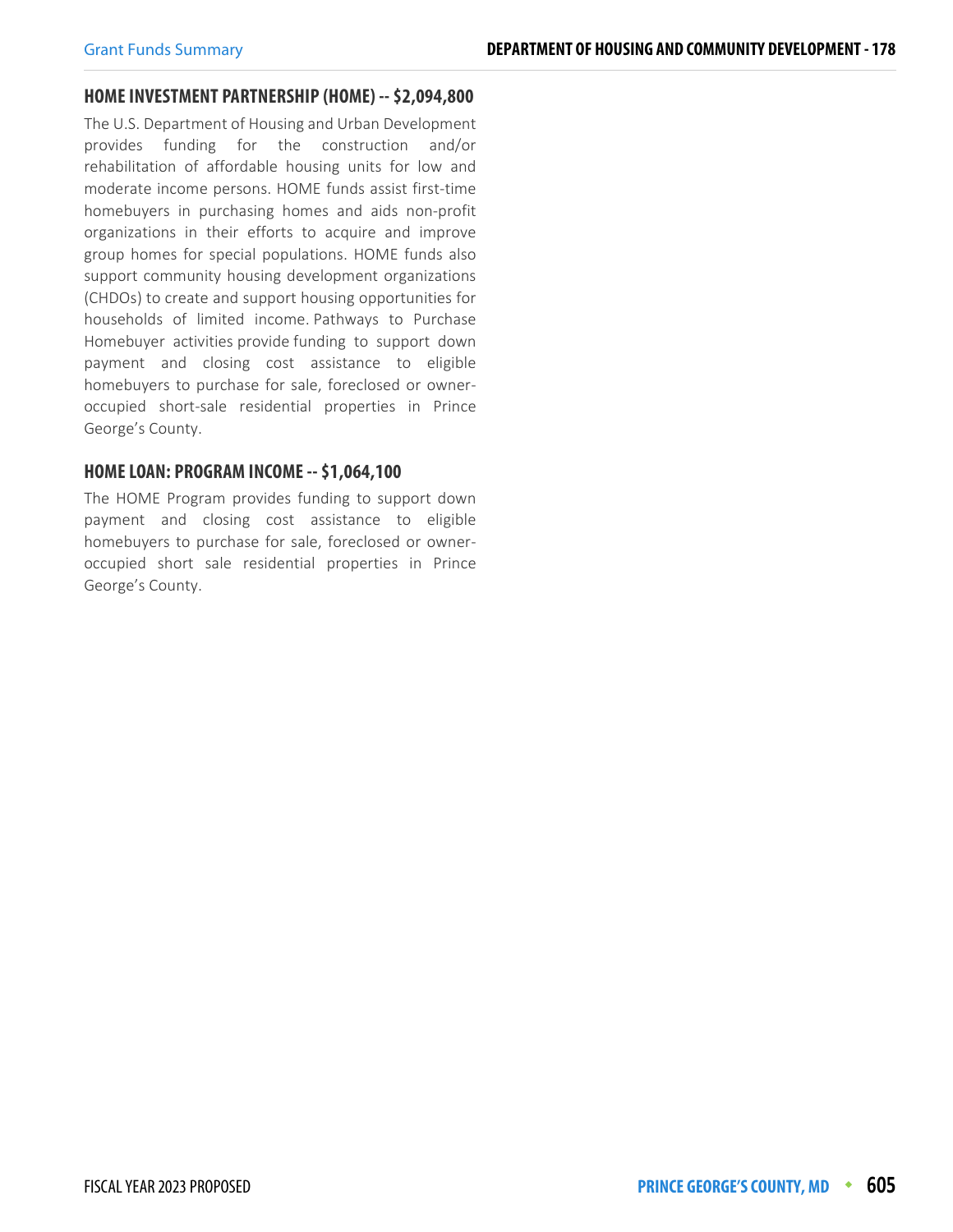### HOME INVESTMENT PARTNERSHIP (HOME) -- $2,094,800

The U.S. Department of Housing and Urban Development provides funding for the construction and/or rehabilitation of affordable housing units for low and moderate income persons. HOME funds assist first-time homebuyers in purchasing homes and aids non-profit organizations in their efforts to acquire and improve group homes for special populations. HOME funds also support community housing development organizations (CHDOs) to create and support housing opportunities for households of limited income. Pathways to Purchase Homebuyer activities provide funding to support down payment and closing cost assistance to eligible homebuyers to purchase for sale, foreclosed or owner-occupied short-sale residential properties in Prince George's County.

### HOME LOAN: PROGRAM INCOME -- $1,064,100

The HOME Program provides funding to support down payment and closing cost assistance to eligible homebuyers to purchase for sale, foreclosed or owner-occupied short sale residential properties in Prince George's County.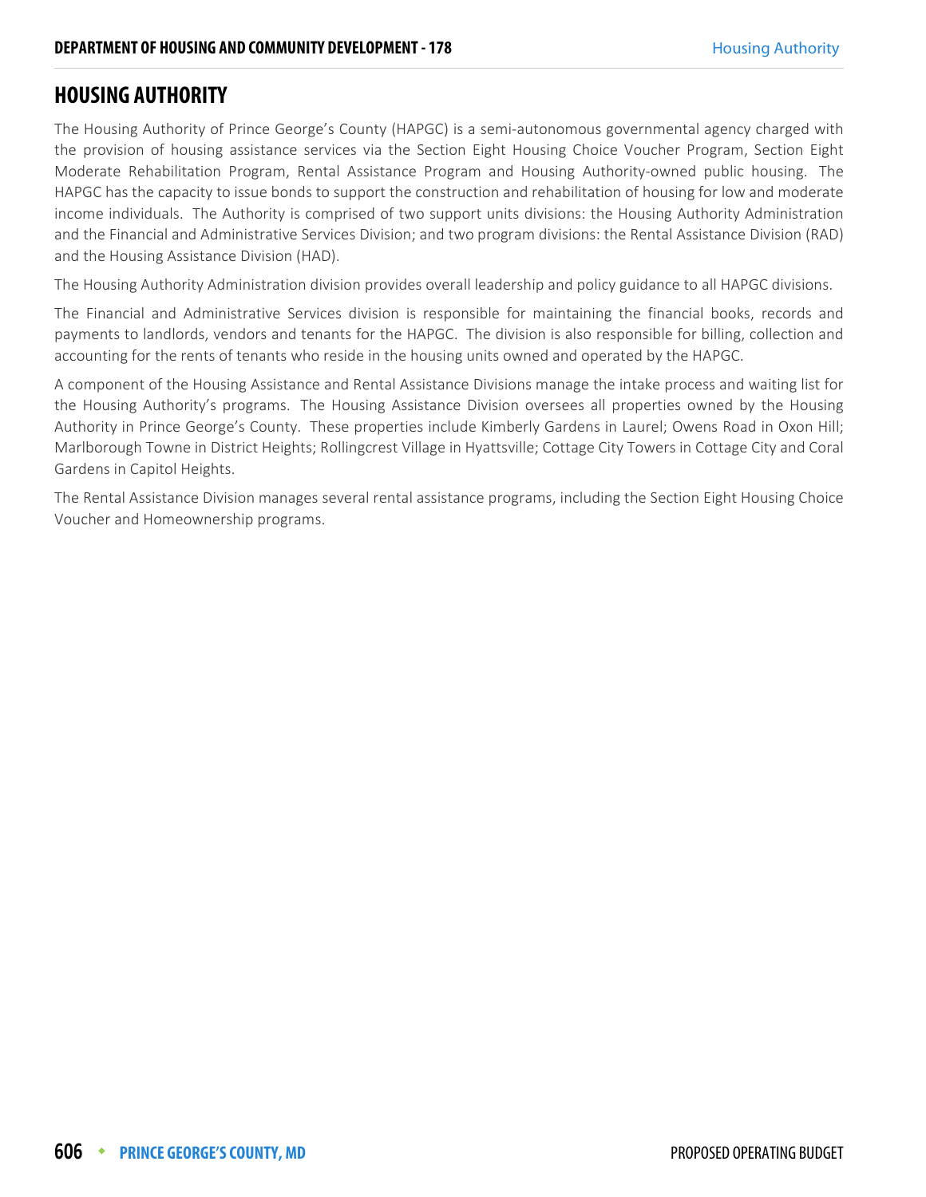## HOUSING AUTHORITY

The Housing Authority of Prince George's County (HAPGC) is a semi-autonomous governmental agency charged with the provision of housing assistance services via the Section Eight Housing Choice Voucher Program, Section Eight Moderate Rehabilitation Program, Rental Assistance Program and Housing Authority-owned public housing. The HAPGC has the capacity to issue bonds to support the construction and rehabilitation of housing for low and moderate income individuals. The Authority is comprised of two support units divisions: the Housing Authority Administration and the Financial and Administrative Services Division; and two program divisions: the Rental Assistance Division (RAD) and the Housing Assistance Division (HAD).

The Housing Authority Administration division provides overall leadership and policy guidance to all HAPGC divisions.

The Financial and Administrative Services division is responsible for maintaining the financial books, records and payments to landlords, vendors and tenants for the HAPGC. The division is also responsible for billing, collection and accounting for the rents of tenants who reside in the housing units owned and operated by the HAPGC.

A component of the Housing Assistance and Rental Assistance Divisions manage the intake process and waiting list for the Housing Authority's programs. The Housing Assistance Division oversees all properties owned by the Housing Authority in Prince George's County. These properties include Kimberly Gardens in Laurel; Owens Road in Oxon Hill; Marlborough Towne in District Heights; Rollingcrest Village in Hyattsville; Cottage City Towers in Cottage City and Coral Gardens in Capitol Heights.

The Rental Assistance Division manages several rental assistance programs, including the Section Eight Housing Choice Voucher and Homeownership programs.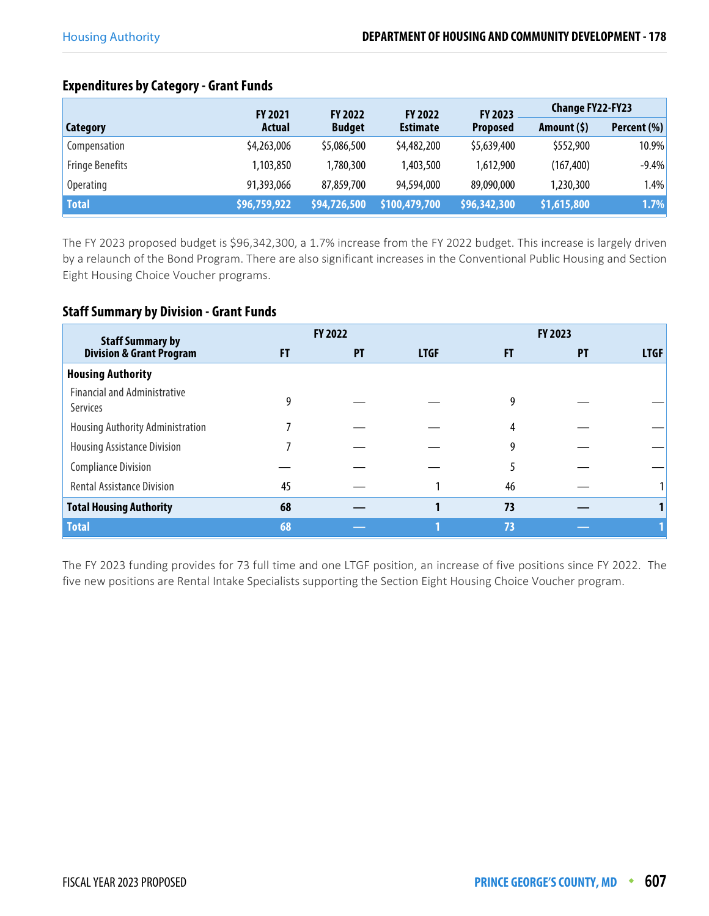### Expenditures by Category - Grant Funds

| Category | FY 2021 Actual | FY 2022 Budget | FY 2022 Estimate | FY 2023 Proposed | Change FY22-FY23 | |
|---|---|---|---|---|---|---|
| | | | | | Amount ($) | Percent (%) |
| Compensation | $4,263,006 | $5,086,500 | $4,482,200 | $5,639,400 | $552,900 | 10.9% |
| Fringe Benefits | 1,103,850 | 1,780,300 | 1,403,500 | 1,612,900 | (167,400) | -9.4% |
| Operating | 91,393,066 | 87,859,700 | 94,594,000 | 89,090,000 | 1,230,300 | 1.4% |
| **Total** | **$96,759,922** | **$94,726,500** | **$100,479,700** | **$96,342,300** | **$1,615,800** | **1.7%** |

The FY 2023 proposed budget is $96,342,300, a 1.7% increase from the FY 2022 budget. This increase is largely driven by a relaunch of the Bond Program. There are also significant increases in the Conventional Public Housing and Section Eight Housing Choice Voucher programs.

### Staff Summary by Division - Grant Funds

| Staff Summary by Division & Grant Program | FY 2022 | | | FY 2023 | | |
|---|---|---|---|---|---|---|
| | FT | PT | LTGF | FT | PT | LTGF |
| **Housing Authority** | | | | | | |
| Financial and Administrative Services | 9 | — | — | 9 | — | — |
| Housing Authority Administration | 7 | — | — | 4 | — | — |
| Housing Assistance Division | 7 | — | — | 9 | — | — |
| Compliance Division | — | — | — | 5 | — | — |
| Rental Assistance Division | 45 | — | 1 | 46 | — | 1 |
| **Total Housing Authority** | **68** | **—** | **1** | **73** | **—** | **1** |
| **Total** | **68** | **—** | **1** | **73** | **—** | **1** |

The FY 2023 funding provides for 73 full time and one LTGF position, an increase of five positions since FY 2022. The five new positions are Rental Intake Specialists supporting the Section Eight Housing Choice Voucher program.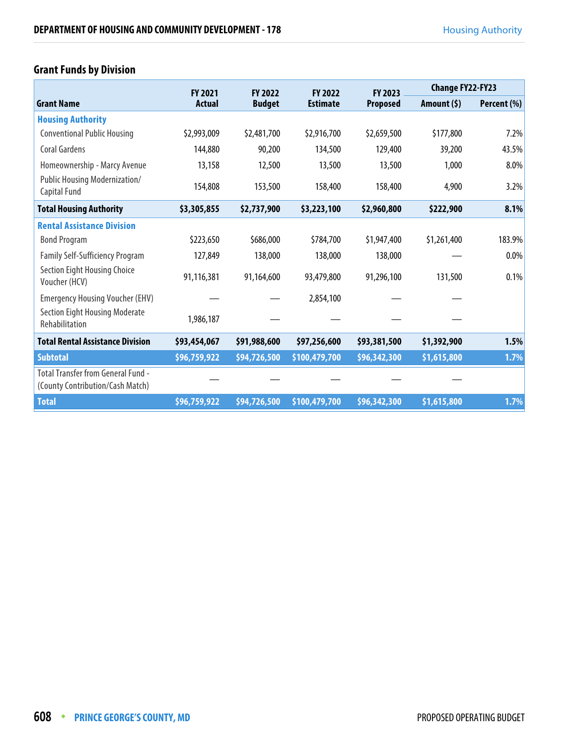## Grant Funds by Division

| Grant Name | FY 2021 Actual | FY 2022 Budget | FY 2022 Estimate | FY 2023 Proposed | Change FY22-FY23 Amount ($) | Change FY22-FY23 Percent (%) |
|---|---|---|---|---|---|---|
| **Housing Authority** | | | | | | |
| Conventional Public Housing | $2,993,009 | $2,481,700 | $2,916,700 | $2,659,500 | $177,800 | 7.2% |
| Coral Gardens | 144,880 | 90,200 | 134,500 | 129,400 | 39,200 | 43.5% |
| Homeownership - Marcy Avenue | 13,158 | 12,500 | 13,500 | 13,500 | 1,000 | 8.0% |
| Public Housing Modernization/ Capital Fund | 154,808 | 153,500 | 158,400 | 158,400 | 4,900 | 3.2% |
| **Total Housing Authority** | **$3,305,855** | **$2,737,900** | **$3,223,100** | **$2,960,800** | **$222,900** | **8.1%** |
| **Rental Assistance Division** | | | | | | |
| Bond Program | $223,650 | $686,000 | $784,700 | $1,947,400 | $1,261,400 | 183.9% |
| Family Self-Sufficiency Program | 127,849 | 138,000 | 138,000 | 138,000 | — | 0.0% |
| Section Eight Housing Choice Voucher (HCV) | 91,116,381 | 91,164,600 | 93,479,800 | 91,296,100 | 131,500 | 0.1% |
| Emergency Housing Voucher (EHV) | — | — | 2,854,100 | — | — | |
| Section Eight Housing Moderate Rehabilitation | 1,986,187 | — | — | — | — | |
| **Total Rental Assistance Division** | **$93,454,067** | **$91,988,600** | **$97,256,600** | **$93,381,500** | **$1,392,900** | **1.5%** |
| **Subtotal** | **$96,759,922** | **$94,726,500** | **$100,479,700** | **$96,342,300** | **$1,615,800** | **1.7%** |
| Total Transfer from General Fund - (County Contribution/Cash Match) | — | — | — | — | — | |
| **Total** | **$96,759,922** | **$94,726,500** | **$100,479,700** | **$96,342,300** | **$1,615,800** | **1.7%** |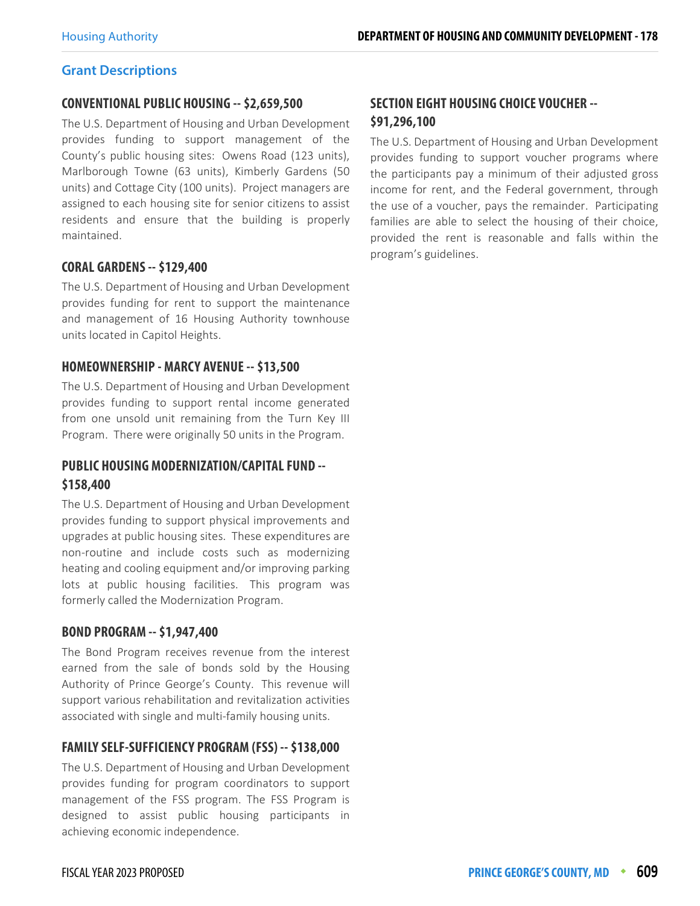## Grant Descriptions

### CONVENTIONAL PUBLIC HOUSING -- $2,659,500

The U.S. Department of Housing and Urban Development provides funding to support management of the County's public housing sites: Owens Road (123 units), Marlborough Towne (63 units), Kimberly Gardens (50 units) and Cottage City (100 units). Project managers are assigned to each housing site for senior citizens to assist residents and ensure that the building is properly maintained.

### CORAL GARDENS -- $129,400

The U.S. Department of Housing and Urban Development provides funding for rent to support the maintenance and management of 16 Housing Authority townhouse units located in Capitol Heights.

### HOMEOWNERSHIP - MARCY AVENUE -- $13,500

The U.S. Department of Housing and Urban Development provides funding to support rental income generated from one unsold unit remaining from the Turn Key III Program. There were originally 50 units in the Program.

### PUBLIC HOUSING MODERNIZATION/CAPITAL FUND -- $158,400

The U.S. Department of Housing and Urban Development provides funding to support physical improvements and upgrades at public housing sites. These expenditures are non-routine and include costs such as modernizing heating and cooling equipment and/or improving parking lots at public housing facilities. This program was formerly called the Modernization Program.

### BOND PROGRAM -- $1,947,400

The Bond Program receives revenue from the interest earned from the sale of bonds sold by the Housing Authority of Prince George's County. This revenue will support various rehabilitation and revitalization activities associated with single and multi-family housing units.

### FAMILY SELF-SUFFICIENCY PROGRAM (FSS) -- $138,000

The U.S. Department of Housing and Urban Development provides funding for program coordinators to support management of the FSS program. The FSS Program is designed to assist public housing participants in achieving economic independence.

### SECTION EIGHT HOUSING CHOICE VOUCHER -- $91,296,100

The U.S. Department of Housing and Urban Development provides funding to support voucher programs where the participants pay a minimum of their adjusted gross income for rent, and the Federal government, through the use of a voucher, pays the remainder. Participating families are able to select the housing of their choice, provided the rent is reasonable and falls within the program's guidelines.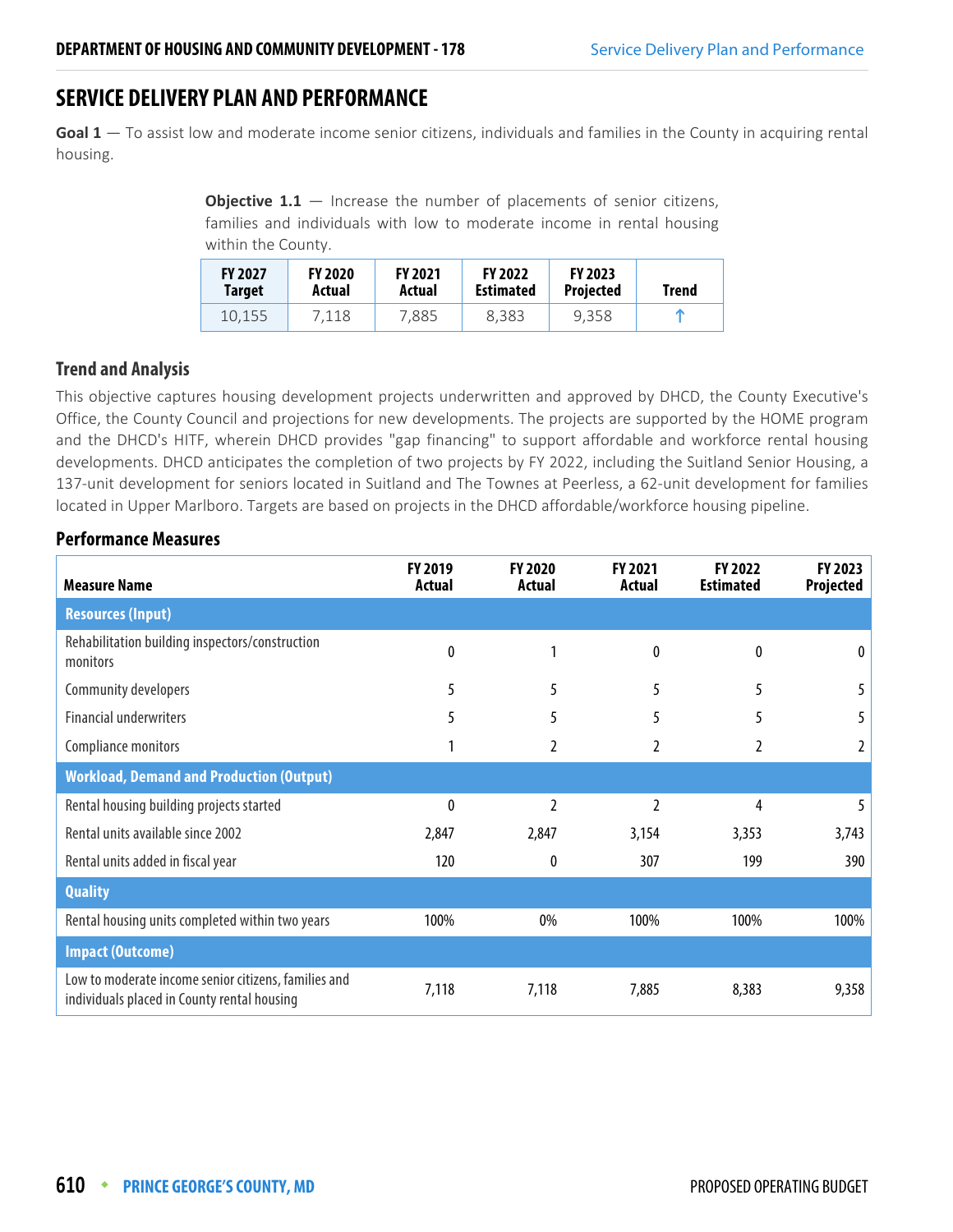## SERVICE DELIVERY PLAN AND PERFORMANCE

**Goal 1** — To assist low and moderate income senior citizens, individuals and families in the County in acquiring rental housing.

**Objective 1.1** — Increase the number of placements of senior citizens, families and individuals with low to moderate income in rental housing within the County.

| FY 2027 Target | FY 2020 Actual | FY 2021 Actual | FY 2022 Estimated | FY 2023 Projected | Trend |
|---|---|---|---|---|---|
| 10,155 | 7,118 | 7,885 | 8,383 | 9,358 | ↑ |

### Trend and Analysis

This objective captures housing development projects underwritten and approved by DHCD, the County Executive's Office, the County Council and projections for new developments. The projects are supported by the HOME program and the DHCD's HITF, wherein DHCD provides "gap financing" to support affordable and workforce rental housing developments. DHCD anticipates the completion of two projects by FY 2022, including the Suitland Senior Housing, a 137-unit development for seniors located in Suitland and The Townes at Peerless, a 62-unit development for families located in Upper Marlboro. Targets are based on projects in the DHCD affordable/workforce housing pipeline.

### Performance Measures

| Measure Name | FY 2019 Actual | FY 2020 Actual | FY 2021 Actual | FY 2022 Estimated | FY 2023 Projected |
|---|---|---|---|---|---|
| **Resources (Input)** | | | | | |
| Rehabilitation building inspectors/construction monitors | 0 | 1 | 0 | 0 | 0 |
| Community developers | 5 | 5 | 5 | 5 | 5 |
| Financial underwriters | 5 | 5 | 5 | 5 | 5 |
| Compliance monitors | 1 | 2 | 2 | 2 | 2 |
| **Workload, Demand and Production (Output)** | | | | | |
| Rental housing building projects started | 0 | 2 | 2 | 4 | 5 |
| Rental units available since 2002 | 2,847 | 2,847 | 3,154 | 3,353 | 3,743 |
| Rental units added in fiscal year | 120 | 0 | 307 | 199 | 390 |
| **Quality** | | | | | |
| Rental housing units completed within two years | 100% | 0% | 100% | 100% | 100% |
| **Impact (Outcome)** | | | | | |
| Low to moderate income senior citizens, families and individuals placed in County rental housing | 7,118 | 7,118 | 7,885 | 8,383 | 9,358 |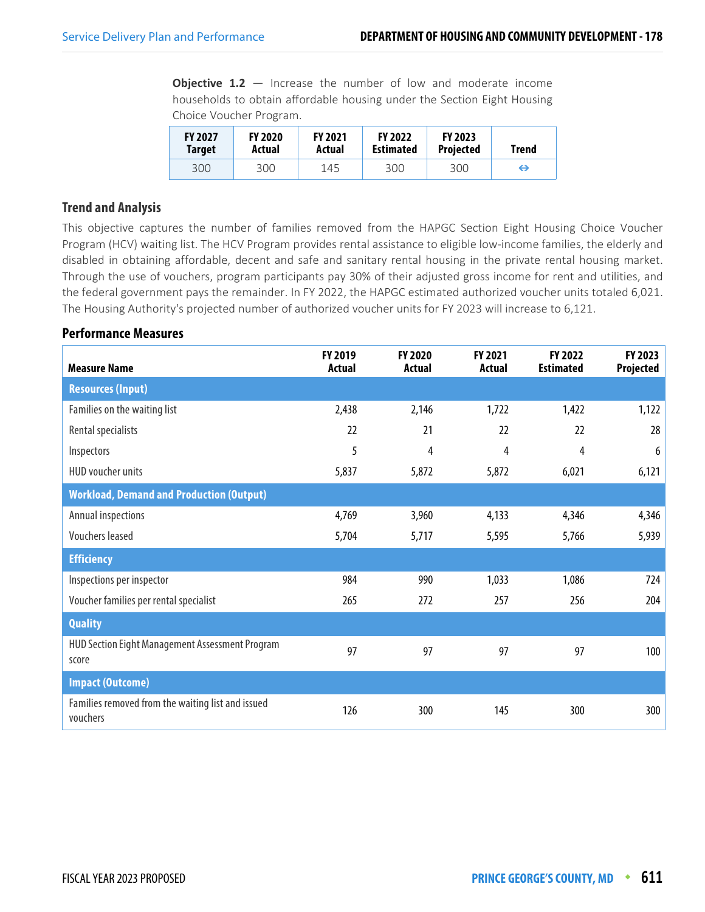**Objective 1.2** — Increase the number of low and moderate income households to obtain affordable housing under the Section Eight Housing Choice Voucher Program.

| FY 2027 Target | FY 2020 Actual | FY 2021 Actual | FY 2022 Estimated | FY 2023 Projected | Trend |
|---|---|---|---|---|---|
| 300 | 300 | 145 | 300 | 300 | ⇔ |

## Trend and Analysis

This objective captures the number of families removed from the HAPGC Section Eight Housing Choice Voucher Program (HCV) waiting list. The HCV Program provides rental assistance to eligible low-income families, the elderly and disabled in obtaining affordable, decent and safe and sanitary rental housing in the private rental housing market. Through the use of vouchers, program participants pay 30% of their adjusted gross income for rent and utilities, and the federal government pays the remainder. In FY 2022, the HAPGC estimated authorized voucher units totaled 6,021. The Housing Authority's projected number of authorized voucher units for FY 2023 will increase to 6,121.

## Performance Measures

| Measure Name | FY 2019 Actual | FY 2020 Actual | FY 2021 Actual | FY 2022 Estimated | FY 2023 Projected |
|---|---|---|---|---|---|
| **Resources (Input)** | | | | | |
| Families on the waiting list | 2,438 | 2,146 | 1,722 | 1,422 | 1,122 |
| Rental specialists | 22 | 21 | 22 | 22 | 28 |
| Inspectors | 5 | 4 | 4 | 4 | 6 |
| HUD voucher units | 5,837 | 5,872 | 5,872 | 6,021 | 6,121 |
| **Workload, Demand and Production (Output)** | | | | | |
| Annual inspections | 4,769 | 3,960 | 4,133 | 4,346 | 4,346 |
| Vouchers leased | 5,704 | 5,717 | 5,595 | 5,766 | 5,939 |
| **Efficiency** | | | | | |
| Inspections per inspector | 984 | 990 | 1,033 | 1,086 | 724 |
| Voucher families per rental specialist | 265 | 272 | 257 | 256 | 204 |
| **Quality** | | | | | |
| HUD Section Eight Management Assessment Program score | 97 | 97 | 97 | 97 | 100 |
| **Impact (Outcome)** | | | | | |
| Families removed from the waiting list and issued vouchers | 126 | 300 | 145 | 300 | 300 |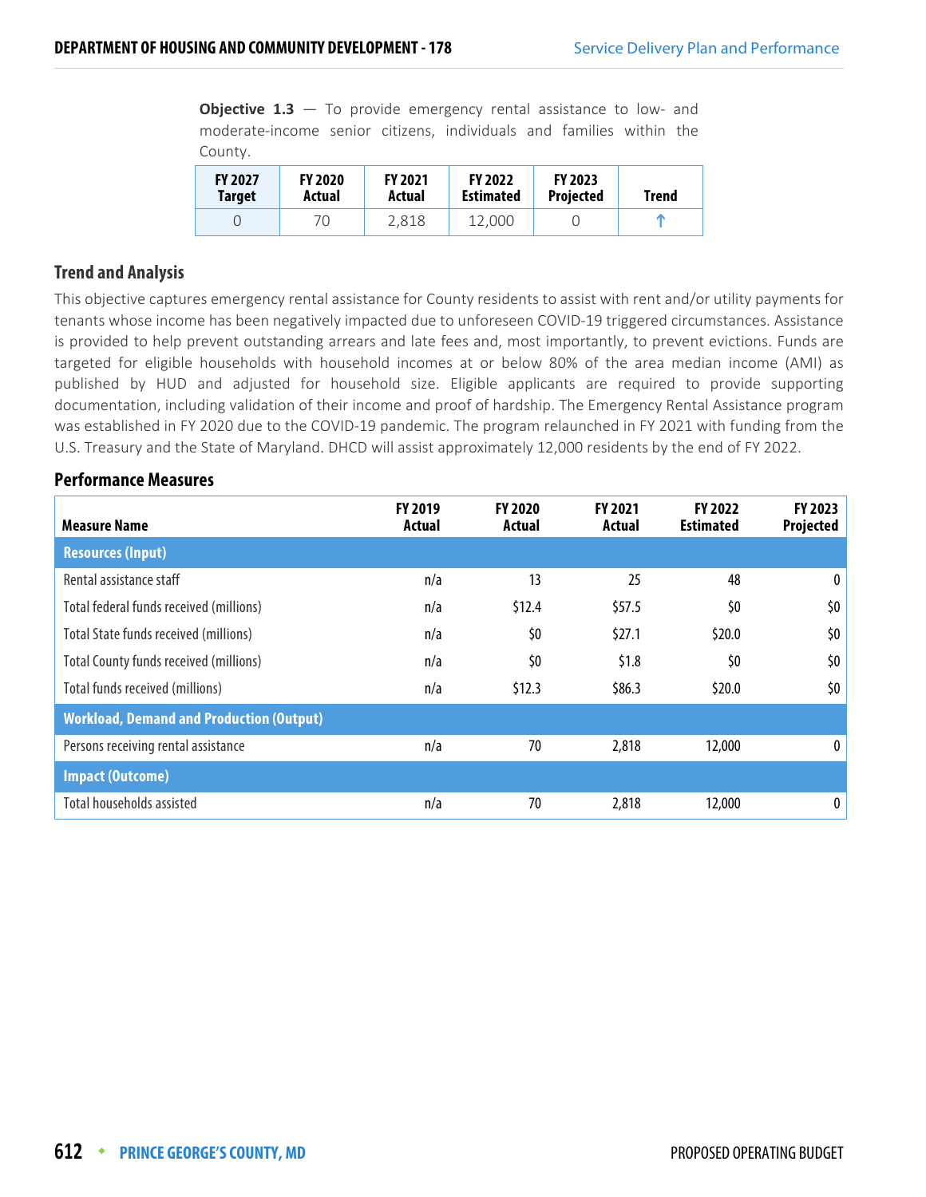**Objective 1.3** — To provide emergency rental assistance to low- and moderate-income senior citizens, individuals and families within the County.

| FY 2027 Target | FY 2020 Actual | FY 2021 Actual | FY 2022 Estimated | FY 2023 Projected | Trend |
|---|---|---|---|---|---|
| 0 | 70 | 2,818 | 12,000 | 0 | ↑ |

## Trend and Analysis

This objective captures emergency rental assistance for County residents to assist with rent and/or utility payments for tenants whose income has been negatively impacted due to unforeseen COVID-19 triggered circumstances. Assistance is provided to help prevent outstanding arrears and late fees and, most importantly, to prevent evictions. Funds are targeted for eligible households with household incomes at or below 80% of the area median income (AMI) as published by HUD and adjusted for household size. Eligible applicants are required to provide supporting documentation, including validation of their income and proof of hardship. The Emergency Rental Assistance program was established in FY 2020 due to the COVID-19 pandemic. The program relaunched in FY 2021 with funding from the U.S. Treasury and the State of Maryland. DHCD will assist approximately 12,000 residents by the end of FY 2022.

## Performance Measures

| Measure Name | FY 2019 Actual | FY 2020 Actual | FY 2021 Actual | FY 2022 Estimated | FY 2023 Projected |
|---|---|---|---|---|---|
| **Resources (Input)** | | | | | |
| Rental assistance staff | n/a | 13 | 25 | 48 | 0 |
| Total federal funds received (millions) | n/a | $12.4 | $57.5 | $0 | $0 |
| Total State funds received (millions) | n/a | $0 | $27.1 | $20.0 | $0 |
| Total County funds received (millions) | n/a | $0 | $1.8 | $0 | $0 |
| Total funds received (millions) | n/a | $12.3 | $86.3 | $20.0 | $0 |
| **Workload, Demand and Production (Output)** | | | | | |
| Persons receiving rental assistance | n/a | 70 | 2,818 | 12,000 | 0 |
| **Impact (Outcome)** | | | | | |
| Total households assisted | n/a | 70 | 2,818 | 12,000 | 0 |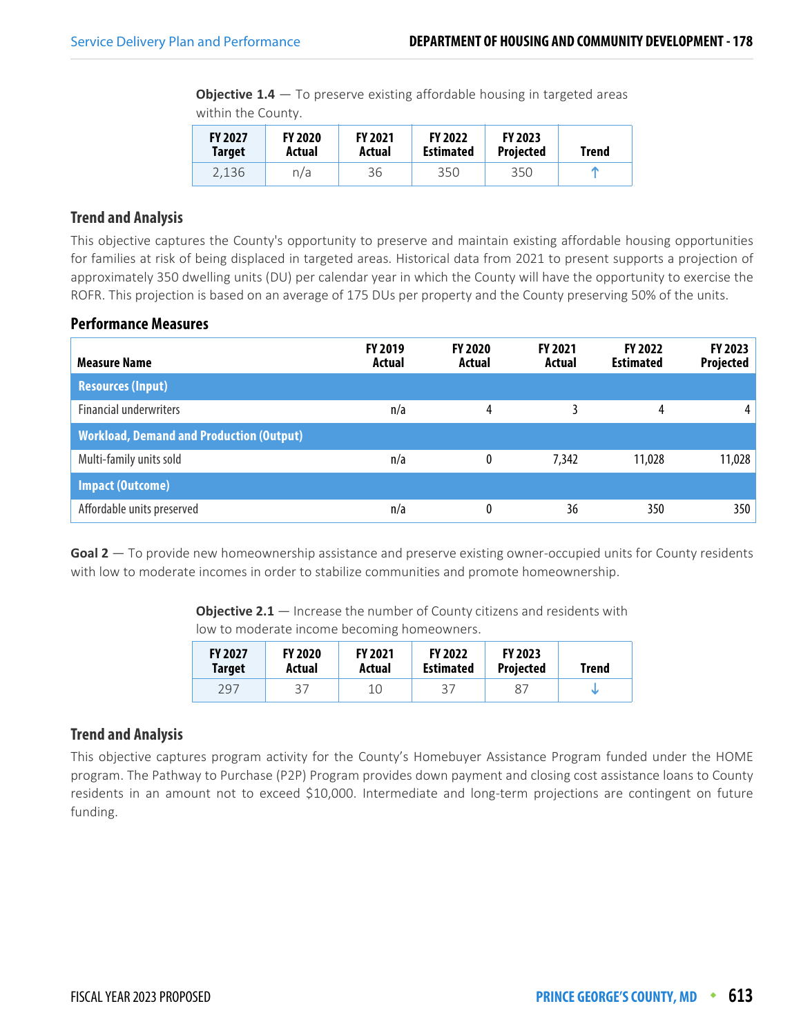**Objective 1.4** — To preserve existing affordable housing in targeted areas within the County.

| FY 2027 Target | FY 2020 Actual | FY 2021 Actual | FY 2022 Estimated | FY 2023 Projected | Trend |
|---|---|---|---|---|---|
| 2,136 | n/a | 36 | 350 | 350 | ↑ |

### Trend and Analysis

This objective captures the County's opportunity to preserve and maintain existing affordable housing opportunities for families at risk of being displaced in targeted areas. Historical data from 2021 to present supports a projection of approximately 350 dwelling units (DU) per calendar year in which the County will have the opportunity to exercise the ROFR. This projection is based on an average of 175 DUs per property and the County preserving 50% of the units.

### Performance Measures

| Measure Name | FY 2019 Actual | FY 2020 Actual | FY 2021 Actual | FY 2022 Estimated | FY 2023 Projected |
|---|---|---|---|---|---|
| **Resources (Input)** | | | | | |
| Financial underwriters | n/a | 4 | 3 | 4 | 4 |
| **Workload, Demand and Production (Output)** | | | | | |
| Multi-family units sold | n/a | 0 | 7,342 | 11,028 | 11,028 |
| **Impact (Outcome)** | | | | | |
| Affordable units preserved | n/a | 0 | 36 | 350 | 350 |

**Goal 2** — To provide new homeownership assistance and preserve existing owner-occupied units for County residents with low to moderate incomes in order to stabilize communities and promote homeownership.

**Objective 2.1** — Increase the number of County citizens and residents with low to moderate income becoming homeowners.

| FY 2027 Target | FY 2020 Actual | FY 2021 Actual | FY 2022 Estimated | FY 2023 Projected | Trend |
|---|---|---|---|---|---|
| 297 | 37 | 10 | 37 | 87 | ↓ |

### Trend and Analysis

This objective captures program activity for the County's Homebuyer Assistance Program funded under the HOME program. The Pathway to Purchase (P2P) Program provides down payment and closing cost assistance loans to County residents in an amount not to exceed $10,000. Intermediate and long-term projections are contingent on future funding.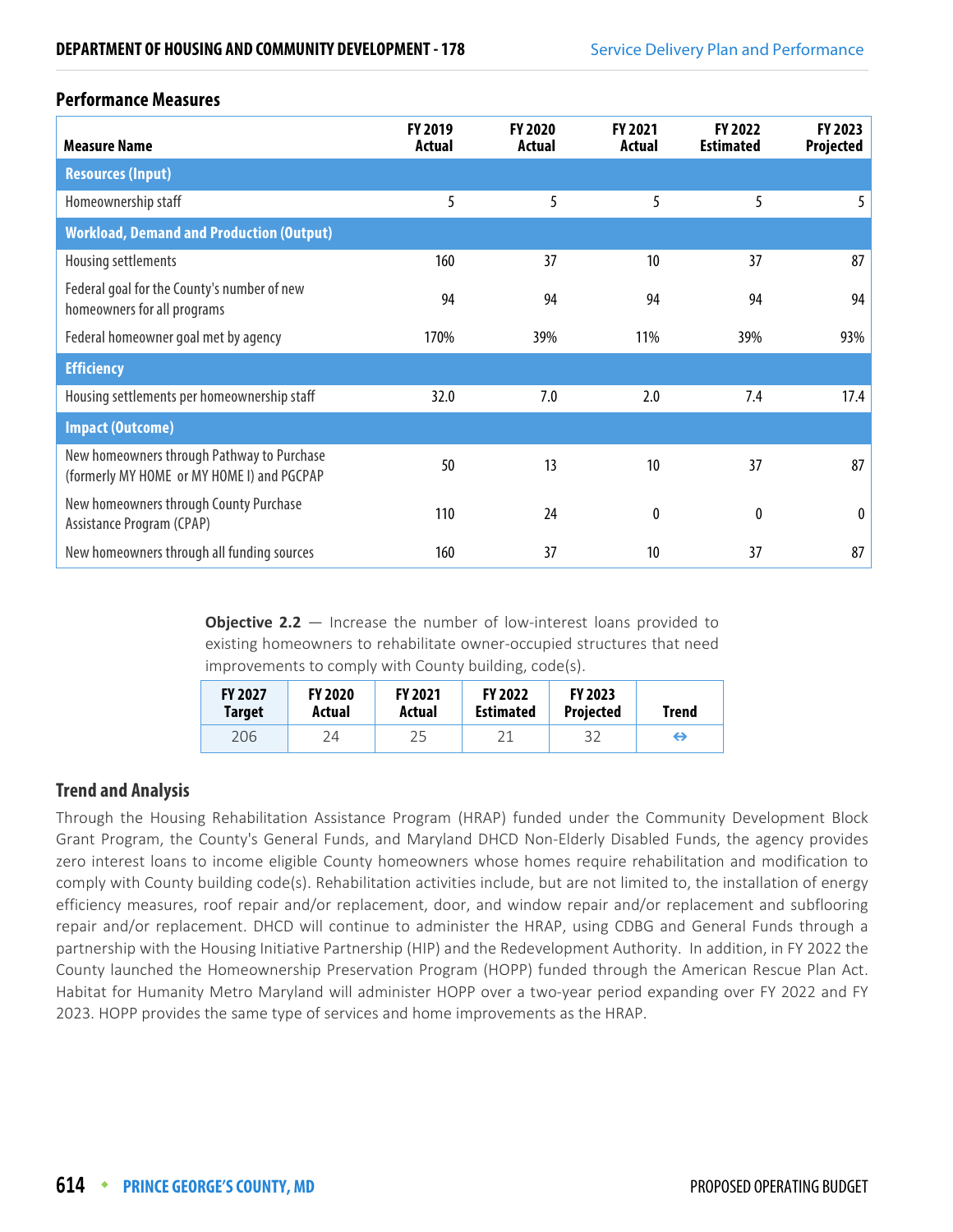## Performance Measures

| Measure Name | FY 2019 Actual | FY 2020 Actual | FY 2021 Actual | FY 2022 Estimated | FY 2023 Projected |
|---|---|---|---|---|---|
| **Resources (Input)** | | | | | |
| Homeownership staff | 5 | 5 | 5 | 5 | 5 |
| **Workload, Demand and Production (Output)** | | | | | |
| Housing settlements | 160 | 37 | 10 | 37 | 87 |
| Federal goal for the County's number of new homeowners for all programs | 94 | 94 | 94 | 94 | 94 |
| Federal homeowner goal met by agency | 170% | 39% | 11% | 39% | 93% |
| **Efficiency** | | | | | |
| Housing settlements per homeownership staff | 32.0 | 7.0 | 2.0 | 7.4 | 17.4 |
| **Impact (Outcome)** | | | | | |
| New homeowners through Pathway to Purchase (formerly MY HOME or MY HOME I) and PGCPAP | 50 | 13 | 10 | 37 | 87 |
| New homeowners through County Purchase Assistance Program (CPAP) | 110 | 24 | 0 | 0 | 0 |
| New homeowners through all funding sources | 160 | 37 | 10 | 37 | 87 |

**Objective 2.2** — Increase the number of low-interest loans provided to existing homeowners to rehabilitate owner-occupied structures that need improvements to comply with County building, code(s).

| FY 2027 Target | FY 2020 Actual | FY 2021 Actual | FY 2022 Estimated | FY 2023 Projected | Trend |
|---|---|---|---|---|---|
| 206 | 24 | 25 | 21 | 32 | ⇔ |

## Trend and Analysis

Through the Housing Rehabilitation Assistance Program (HRAP) funded under the Community Development Block Grant Program, the County's General Funds, and Maryland DHCD Non-Elderly Disabled Funds, the agency provides zero interest loans to income eligible County homeowners whose homes require rehabilitation and modification to comply with County building code(s). Rehabilitation activities include, but are not limited to, the installation of energy efficiency measures, roof repair and/or replacement, door, and window repair and/or replacement and subflooring repair and/or replacement. DHCD will continue to administer the HRAP, using CDBG and General Funds through a partnership with the Housing Initiative Partnership (HIP) and the Redevelopment Authority. In addition, in FY 2022 the County launched the Homeownership Preservation Program (HOPP) funded through the American Rescue Plan Act. Habitat for Humanity Metro Maryland will administer HOPP over a two-year period expanding over FY 2022 and FY 2023. HOPP provides the same type of services and home improvements as the HRAP.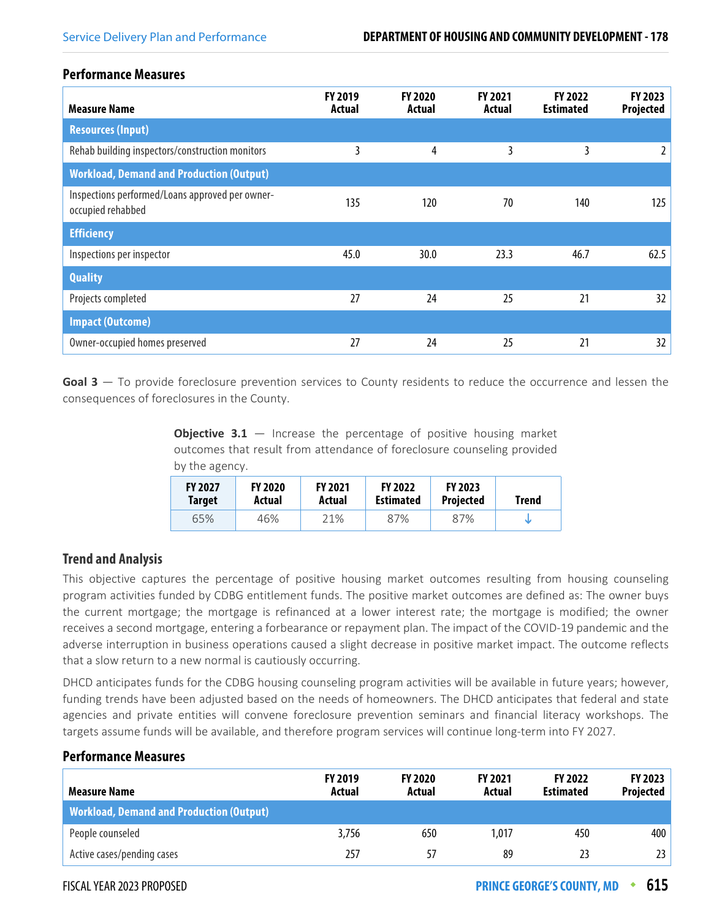### Performance Measures

| Measure Name | FY 2019 Actual | FY 2020 Actual | FY 2021 Actual | FY 2022 Estimated | FY 2023 Projected |
|---|---|---|---|---|---|
| **Resources (Input)** | | | | | |
| Rehab building inspectors/construction monitors | 3 | 4 | 3 | 3 | 2 |
| **Workload, Demand and Production (Output)** | | | | | |
| Inspections performed/Loans approved per owner-occupied rehabbed | 135 | 120 | 70 | 140 | 125 |
| **Efficiency** | | | | | |
| Inspections per inspector | 45.0 | 30.0 | 23.3 | 46.7 | 62.5 |
| **Quality** | | | | | |
| Projects completed | 27 | 24 | 25 | 21 | 32 |
| **Impact (Outcome)** | | | | | |
| Owner-occupied homes preserved | 27 | 24 | 25 | 21 | 32 |

**Goal 3** — To provide foreclosure prevention services to County residents to reduce the occurrence and lessen the consequences of foreclosures in the County.

**Objective 3.1** — Increase the percentage of positive housing market outcomes that result from attendance of foreclosure counseling provided by the agency.

| FY 2027 Target | FY 2020 Actual | FY 2021 Actual | FY 2022 Estimated | FY 2023 Projected | Trend |
|---|---|---|---|---|---|
| 65% | 46% | 21% | 87% | 87% | ↓ |

### Trend and Analysis

This objective captures the percentage of positive housing market outcomes resulting from housing counseling program activities funded by CDBG entitlement funds. The positive market outcomes are defined as: The owner buys the current mortgage; the mortgage is refinanced at a lower interest rate; the mortgage is modified; the owner receives a second mortgage, entering a forbearance or repayment plan. The impact of the COVID-19 pandemic and the adverse interruption in business operations caused a slight decrease in positive market impact. The outcome reflects that a slow return to a new normal is cautiously occurring.

DHCD anticipates funds for the CDBG housing counseling program activities will be available in future years; however, funding trends have been adjusted based on the needs of homeowners. The DHCD anticipates that federal and state agencies and private entities will convene foreclosure prevention seminars and financial literacy workshops. The targets assume funds will be available, and therefore program services will continue long-term into FY 2027.

### Performance Measures

| Measure Name | FY 2019 Actual | FY 2020 Actual | FY 2021 Actual | FY 2022 Estimated | FY 2023 Projected |
|---|---|---|---|---|---|
| **Workload, Demand and Production (Output)** | | | | | |
| People counseled | 3,756 | 650 | 1,017 | 450 | 400 |
| Active cases/pending cases | 257 | 57 | 89 | 23 | 23 |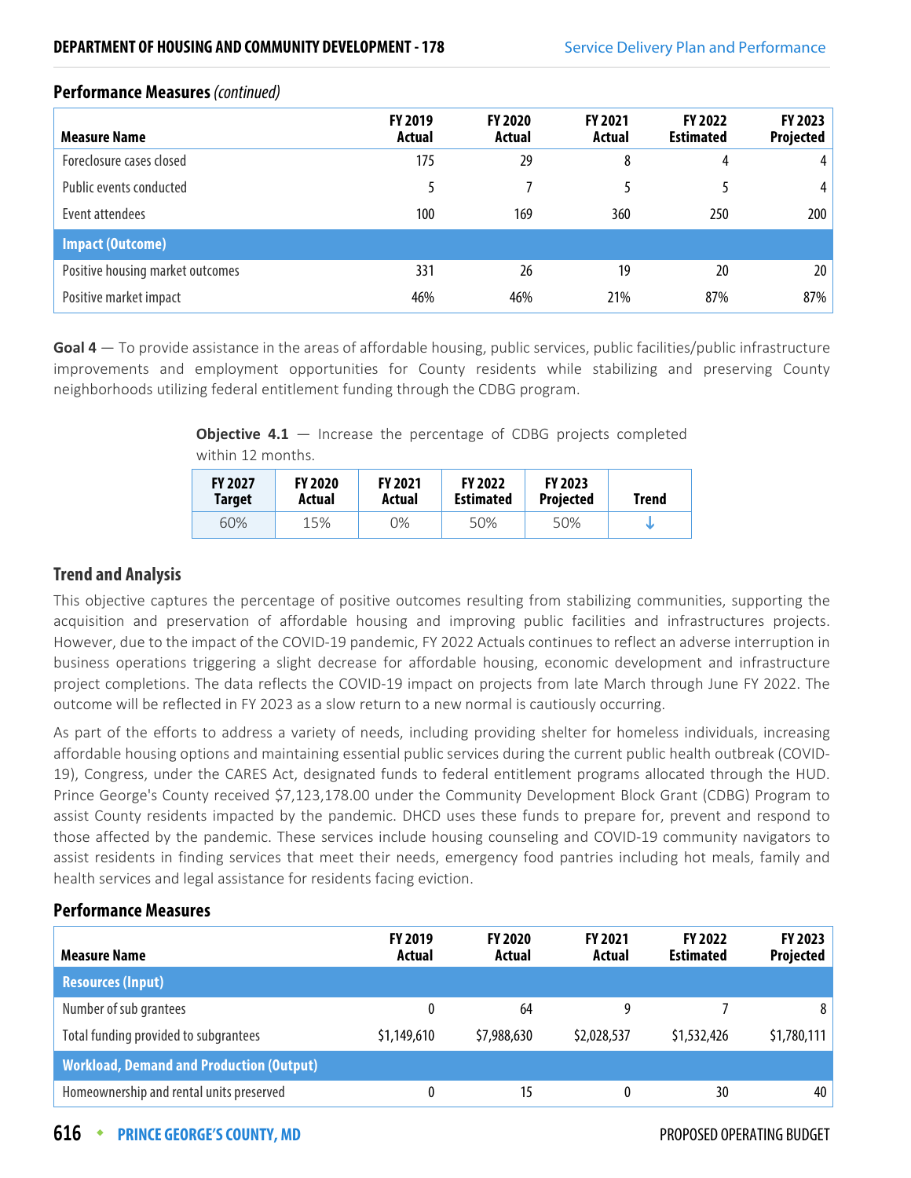### Performance Measures *(continued)*

| Measure Name | FY 2019 Actual | FY 2020 Actual | FY 2021 Actual | FY 2022 Estimated | FY 2023 Projected |
|---|---|---|---|---|---|
| Foreclosure cases closed | 175 | 29 | 8 | 4 | 4 |
| Public events conducted | 5 | 7 | 5 | 5 | 4 |
| Event attendees | 100 | 169 | 360 | 250 | 200 |
| **Impact (Outcome)** | | | | | |
| Positive housing market outcomes | 331 | 26 | 19 | 20 | 20 |
| Positive market impact | 46% | 46% | 21% | 87% | 87% |

**Goal 4** — To provide assistance in the areas of affordable housing, public services, public facilities/public infrastructure improvements and employment opportunities for County residents while stabilizing and preserving County neighborhoods utilizing federal entitlement funding through the CDBG program.

**Objective 4.1** — Increase the percentage of CDBG projects completed within 12 months.

| FY 2027 Target | FY 2020 Actual | FY 2021 Actual | FY 2022 Estimated | FY 2023 Projected | Trend |
|---|---|---|---|---|---|
| 60% | 15% | 0% | 50% | 50% | ↓ |

### Trend and Analysis

This objective captures the percentage of positive outcomes resulting from stabilizing communities, supporting the acquisition and preservation of affordable housing and improving public facilities and infrastructures projects. However, due to the impact of the COVID-19 pandemic, FY 2022 Actuals continues to reflect an adverse interruption in business operations triggering a slight decrease for affordable housing, economic development and infrastructure project completions. The data reflects the COVID-19 impact on projects from late March through June FY 2022. The outcome will be reflected in FY 2023 as a slow return to a new normal is cautiously occurring.

As part of the efforts to address a variety of needs, including providing shelter for homeless individuals, increasing affordable housing options and maintaining essential public services during the current public health outbreak (COVID-19), Congress, under the CARES Act, designated funds to federal entitlement programs allocated through the HUD. Prince George's County received $7,123,178.00 under the Community Development Block Grant (CDBG) Program to assist County residents impacted by the pandemic. DHCD uses these funds to prepare for, prevent and respond to those affected by the pandemic. These services include housing counseling and COVID-19 community navigators to assist residents in finding services that meet their needs, emergency food pantries including hot meals, family and health services and legal assistance for residents facing eviction.

### Performance Measures

| Measure Name | FY 2019 Actual | FY 2020 Actual | FY 2021 Actual | FY 2022 Estimated | FY 2023 Projected |
|---|---|---|---|---|---|
| **Resources (Input)** | | | | | |
| Number of sub grantees | 0 | 64 | 9 | 7 | 8 |
| Total funding provided to subgrantees | $1,149,610 | $7,988,630 | $2,028,537 | $1,532,426 | $1,780,111 |
| **Workload, Demand and Production (Output)** | | | | | |
| Homeownership and rental units preserved | 0 | 15 | 0 | 30 | 40 |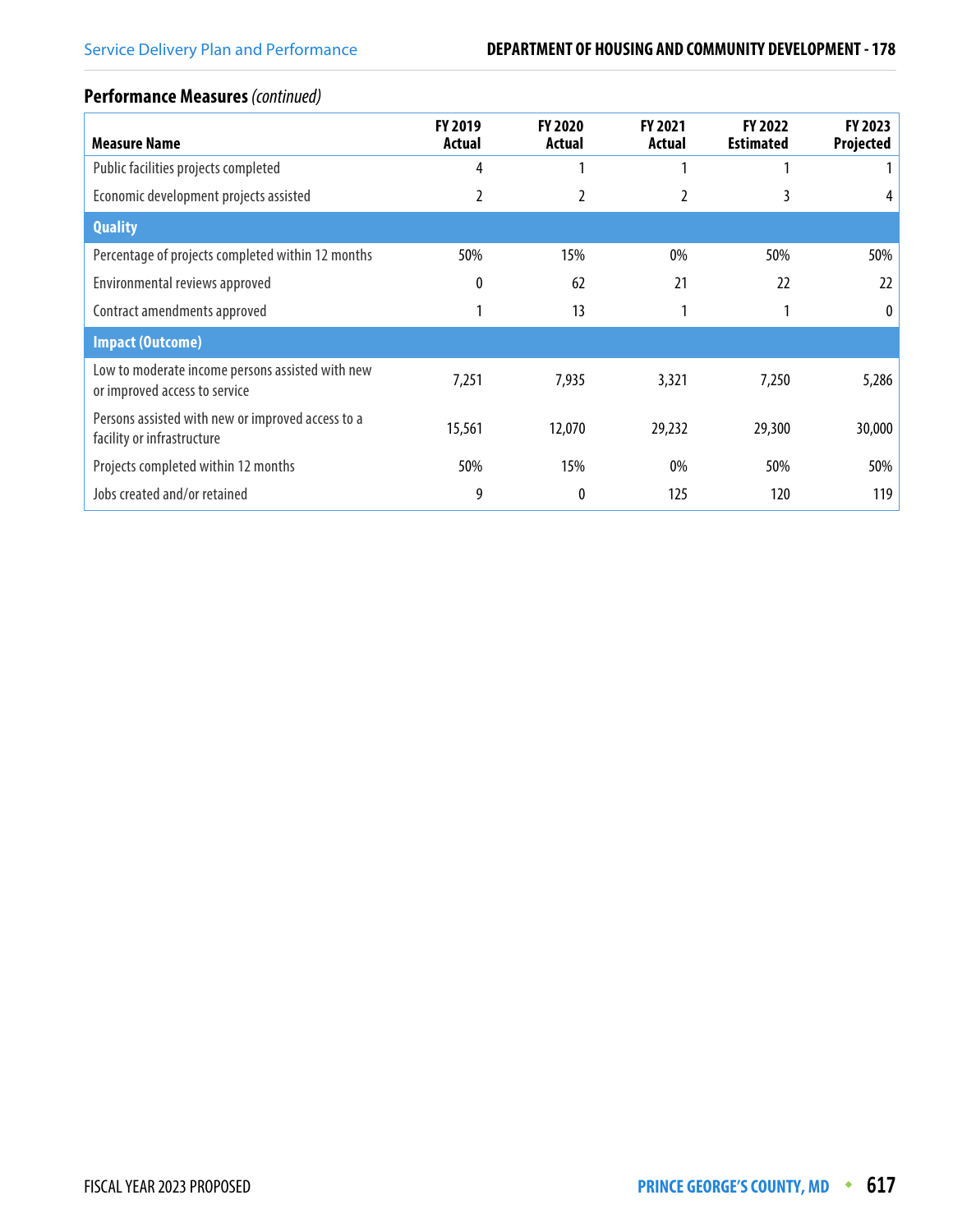## Performance Measures *(continued)*

| Measure Name | FY 2019 Actual | FY 2020 Actual | FY 2021 Actual | FY 2022 Estimated | FY 2023 Projected |
|---|---|---|---|---|---|
| Public facilities projects completed | 4 | 1 | 1 | 1 | 1 |
| Economic development projects assisted | 2 | 2 | 2 | 3 | 4 |
| **Quality** | | | | | |
| Percentage of projects completed within 12 months | 50% | 15% | 0% | 50% | 50% |
| Environmental reviews approved | 0 | 62 | 21 | 22 | 22 |
| Contract amendments approved | 1 | 13 | 1 | 1 | 0 |
| **Impact (Outcome)** | | | | | |
| Low to moderate income persons assisted with new or improved access to service | 7,251 | 7,935 | 3,321 | 7,250 | 5,286 |
| Persons assisted with new or improved access to a facility or infrastructure | 15,561 | 12,070 | 29,232 | 29,300 | 30,000 |
| Projects completed within 12 months | 50% | 15% | 0% | 50% | 50% |
| Jobs created and/or retained | 9 | 0 | 125 | 120 | 119 |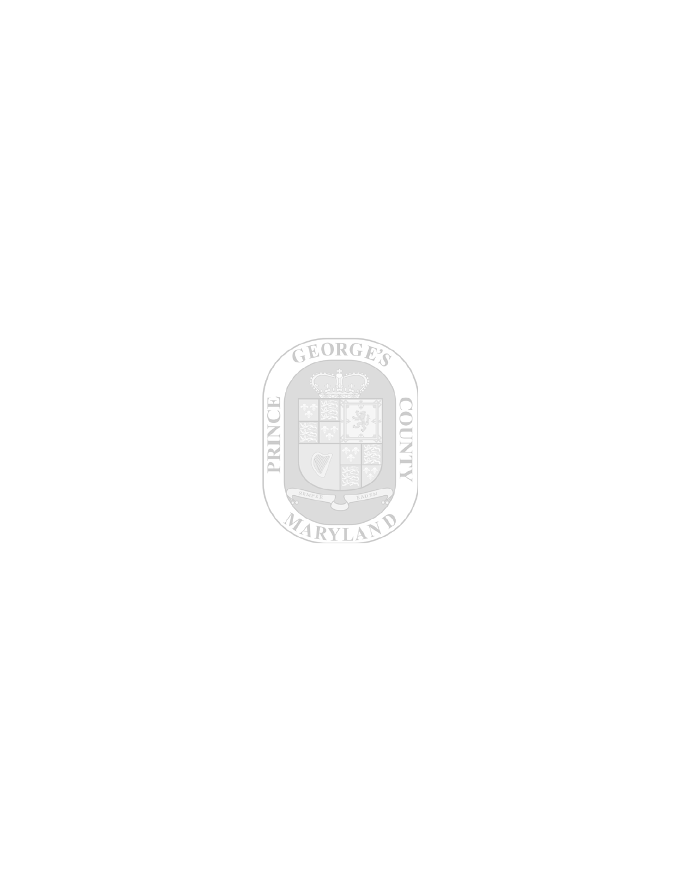PRINCE GEORGE'S COUNTY

MARYLAND

SEMPER EADEM